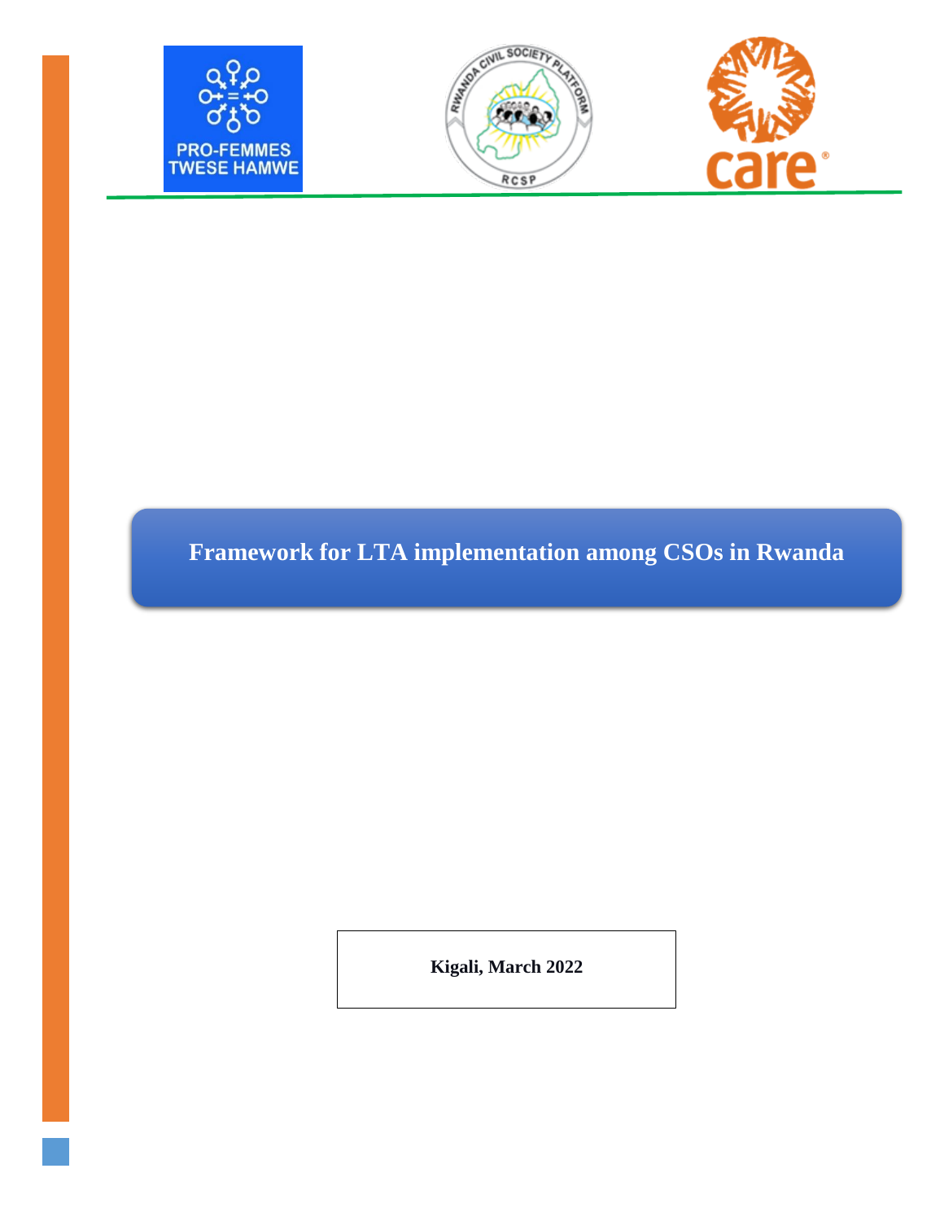PRO-FEMMES TWESE HAMWE

RWANDA CIVIL SOCIETY PLATFORM RCSP

care

# Framework for LTA implementation among CSOs in Rwanda

**Kigali, March 2022**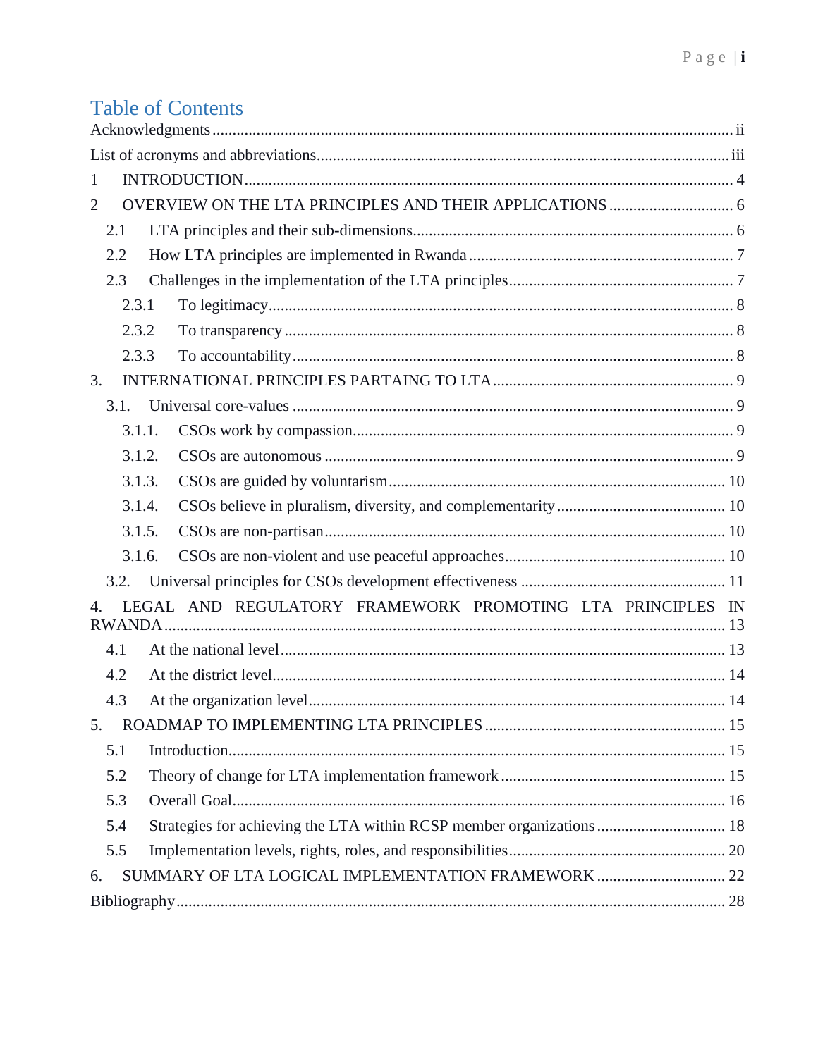# Table of Contents

Acknowledgments ..... ii

List of acronyms and abbreviations ..... iii

1 INTRODUCTION ..... 4

2 OVERVIEW ON THE LTA PRINCIPLES AND THEIR APPLICATIONS ..... 6

- 2.1 LTA principles and their sub-dimensions ..... 6
- 2.2 How LTA principles are implemented in Rwanda ..... 7
- 2.3 Challenges in the implementation of the LTA principles ..... 7
  - 2.3.1 To legitimacy ..... 8
  - 2.3.2 To transparency ..... 8
  - 2.3.3 To accountability ..... 8

3. INTERNATIONAL PRINCIPLES PARTAING TO LTA ..... 9

- 3.1. Universal core-values ..... 9
  - 3.1.1. CSOs work by compassion ..... 9
  - 3.1.2. CSOs are autonomous ..... 9
  - 3.1.3. CSOs are guided by voluntarism ..... 10
  - 3.1.4. CSOs believe in pluralism, diversity, and complementarity ..... 10
  - 3.1.5. CSOs are non-partisan ..... 10
  - 3.1.6. CSOs are non-violent and use peaceful approaches ..... 10
- 3.2. Universal principles for CSOs development effectiveness ..... 11

4. LEGAL AND REGULATORY FRAMEWORK PROMOTING LTA PRINCIPLES IN RWANDA ..... 13

- 4.1 At the national level ..... 13
- 4.2 At the district level ..... 14
- 4.3 At the organization level ..... 14

5. ROADMAP TO IMPLEMENTING LTA PRINCIPLES ..... 15

- 5.1 Introduction ..... 15
- 5.2 Theory of change for LTA implementation framework ..... 15
- 5.3 Overall Goal ..... 16
- 5.4 Strategies for achieving the LTA within RCSP member organizations ..... 18
- 5.5 Implementation levels, rights, roles, and responsibilities ..... 20

6. SUMMARY OF LTA LOGICAL IMPLEMENTATION FRAMEWORK ..... 22

Bibliography ..... 28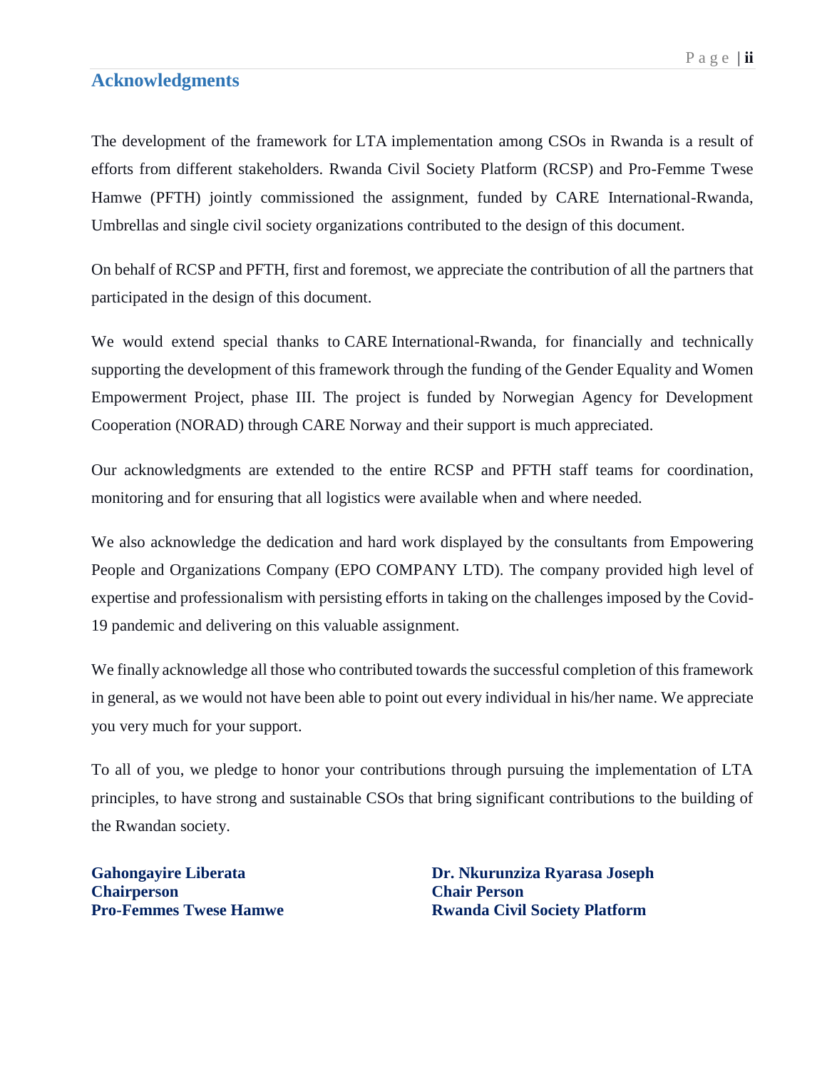## Acknowledgments

The development of the framework for LTA implementation among CSOs in Rwanda is a result of efforts from different stakeholders. Rwanda Civil Society Platform (RCSP) and Pro-Femme Twese Hamwe (PFTH) jointly commissioned the assignment, funded by CARE International-Rwanda, Umbrellas and single civil society organizations contributed to the design of this document.

On behalf of RCSP and PFTH, first and foremost, we appreciate the contribution of all the partners that participated in the design of this document.

We would extend special thanks to CARE International-Rwanda, for financially and technically supporting the development of this framework through the funding of the Gender Equality and Women Empowerment Project, phase III. The project is funded by Norwegian Agency for Development Cooperation (NORAD) through CARE Norway and their support is much appreciated.

Our acknowledgments are extended to the entire RCSP and PFTH staff teams for coordination, monitoring and for ensuring that all logistics were available when and where needed.

We also acknowledge the dedication and hard work displayed by the consultants from Empowering People and Organizations Company (EPO COMPANY LTD). The company provided high level of expertise and professionalism with persisting efforts in taking on the challenges imposed by the Covid-19 pandemic and delivering on this valuable assignment.

We finally acknowledge all those who contributed towards the successful completion of this framework in general, as we would not have been able to point out every individual in his/her name. We appreciate you very much for your support.

To all of you, we pledge to honor your contributions through pursuing the implementation of LTA principles, to have strong and sustainable CSOs that bring significant contributions to the building of the Rwandan society.

**Gahongayire Liberata**
**Chairperson**
**Pro-Femmes Twese Hamwe**

**Dr. Nkurunziza Ryarasa Joseph**
**Chair Person**
**Rwanda Civil Society Platform**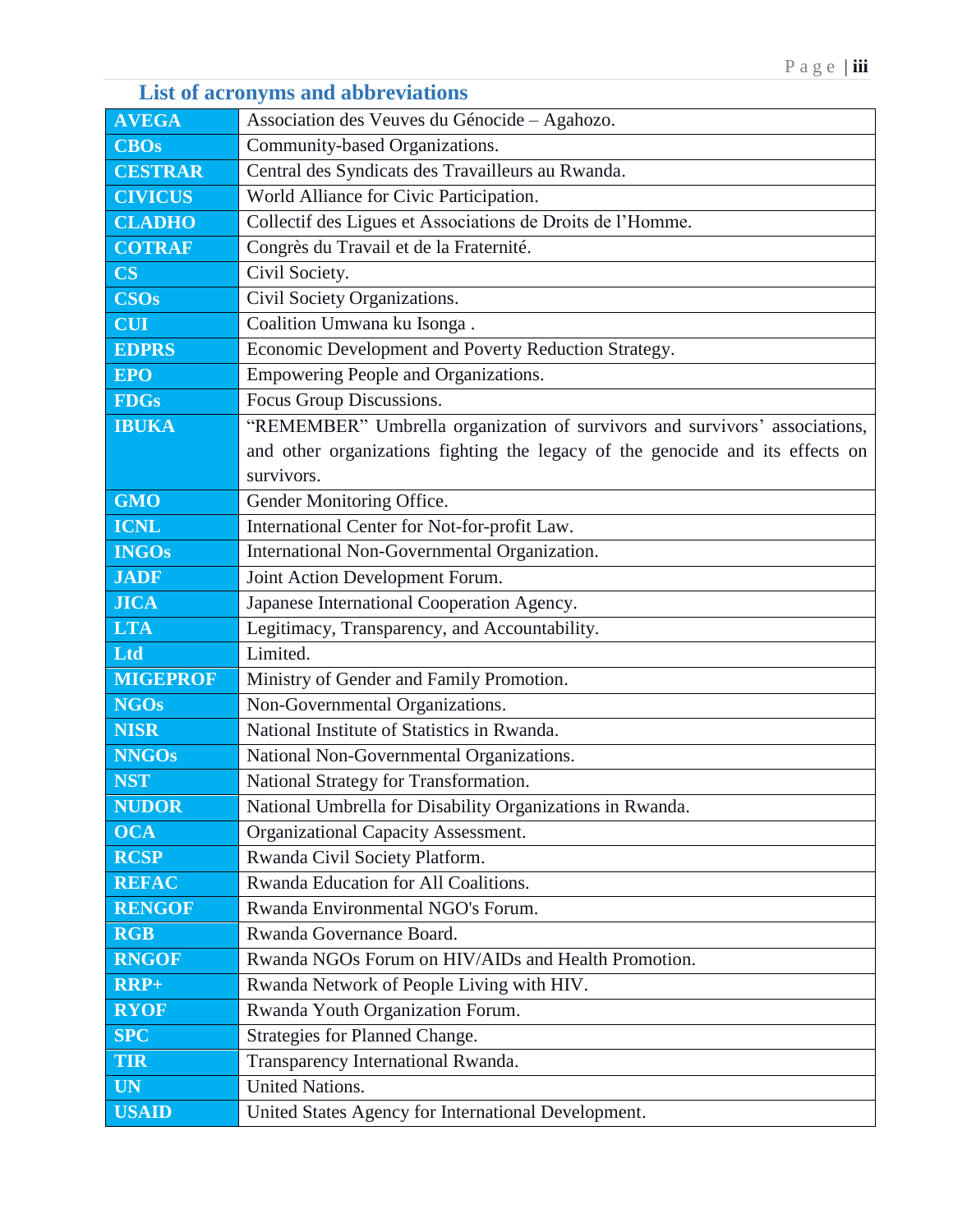## List of acronyms and abbreviations

| | |
|---|---|
| **AVEGA** | Association des Veuves du Génocide – Agahozo. |
| **CBOs** | Community-based Organizations. |
| **CESTRAR** | Central des Syndicats des Travailleurs au Rwanda. |
| **CIVICUS** | World Alliance for Civic Participation. |
| **CLADHO** | Collectif des Ligues et Associations de Droits de l'Homme. |
| **COTRAF** | Congrès du Travail et de la Fraternité. |
| **CS** | Civil Society. |
| **CSOs** | Civil Society Organizations. |
| **CUI** | Coalition Umwana ku Isonga . |
| **EDPRS** | Economic Development and Poverty Reduction Strategy. |
| **EPO** | Empowering People and Organizations. |
| **FDGs** | Focus Group Discussions. |
| **IBUKA** | "REMEMBER" Umbrella organization of survivors and survivors' associations, and other organizations fighting the legacy of the genocide and its effects on survivors. |
| **GMO** | Gender Monitoring Office. |
| **ICNL** | International Center for Not-for-profit Law. |
| **INGOs** | International Non-Governmental Organization. |
| **JADF** | Joint Action Development Forum. |
| **JICA** | Japanese International Cooperation Agency. |
| **LTA** | Legitimacy, Transparency, and Accountability. |
| **Ltd** | Limited. |
| **MIGEPROF** | Ministry of Gender and Family Promotion. |
| **NGOs** | Non-Governmental Organizations. |
| **NISR** | National Institute of Statistics in Rwanda. |
| **NNGOs** | National Non-Governmental Organizations. |
| **NST** | National Strategy for Transformation. |
| **NUDOR** | National Umbrella for Disability Organizations in Rwanda. |
| **OCA** | Organizational Capacity Assessment. |
| **RCSP** | Rwanda Civil Society Platform. |
| **REFAC** | Rwanda Education for All Coalitions. |
| **RENGOF** | Rwanda Environmental NGO's Forum. |
| **RGB** | Rwanda Governance Board. |
| **RNGOF** | Rwanda NGOs Forum on HIV/AIDs and Health Promotion. |
| **RRP+** | Rwanda Network of People Living with HIV. |
| **RYOF** | Rwanda Youth Organization Forum. |
| **SPC** | Strategies for Planned Change. |
| **TIR** | Transparency International Rwanda. |
| **UN** | United Nations. |
| **USAID** | United States Agency for International Development. |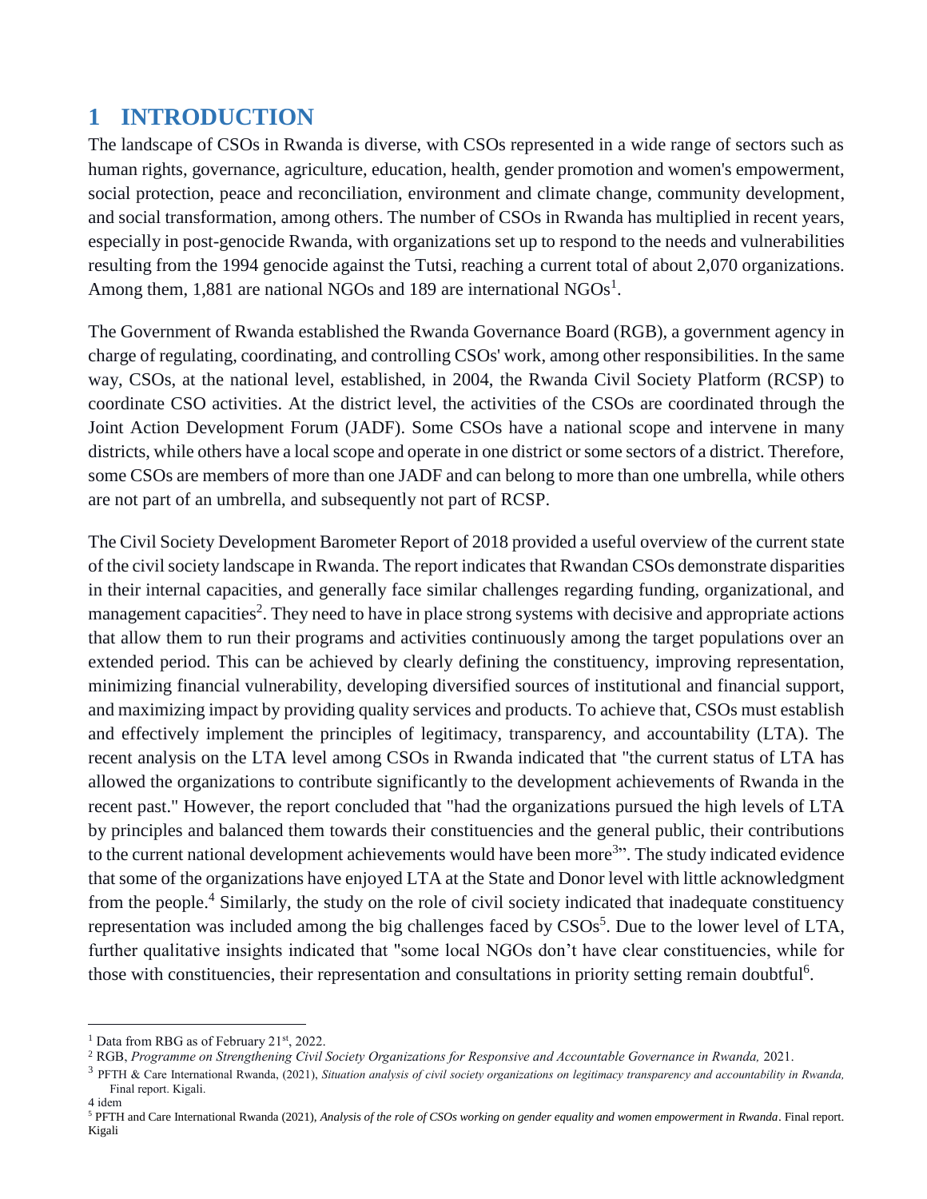# 1 INTRODUCTION

The landscape of CSOs in Rwanda is diverse, with CSOs represented in a wide range of sectors such as human rights, governance, agriculture, education, health, gender promotion and women's empowerment, social protection, peace and reconciliation, environment and climate change, community development, and social transformation, among others. The number of CSOs in Rwanda has multiplied in recent years, especially in post-genocide Rwanda, with organizations set up to respond to the needs and vulnerabilities resulting from the 1994 genocide against the Tutsi, reaching a current total of about 2,070 organizations. Among them, 1,881 are national NGOs and 189 are international NGOs[1].

The Government of Rwanda established the Rwanda Governance Board (RGB), a government agency in charge of regulating, coordinating, and controlling CSOs' work, among other responsibilities. In the same way, CSOs, at the national level, established, in 2004, the Rwanda Civil Society Platform (RCSP) to coordinate CSO activities. At the district level, the activities of the CSOs are coordinated through the Joint Action Development Forum (JADF). Some CSOs have a national scope and intervene in many districts, while others have a local scope and operate in one district or some sectors of a district. Therefore, some CSOs are members of more than one JADF and can belong to more than one umbrella, while others are not part of an umbrella, and subsequently not part of RCSP.

The Civil Society Development Barometer Report of 2018 provided a useful overview of the current state of the civil society landscape in Rwanda. The report indicates that Rwandan CSOs demonstrate disparities in their internal capacities, and generally face similar challenges regarding funding, organizational, and management capacities[2]. They need to have in place strong systems with decisive and appropriate actions that allow them to run their programs and activities continuously among the target populations over an extended period. This can be achieved by clearly defining the constituency, improving representation, minimizing financial vulnerability, developing diversified sources of institutional and financial support, and maximizing impact by providing quality services and products. To achieve that, CSOs must establish and effectively implement the principles of legitimacy, transparency, and accountability (LTA). The recent analysis on the LTA level among CSOs in Rwanda indicated that "the current status of LTA has allowed the organizations to contribute significantly to the development achievements of Rwanda in the recent past." However, the report concluded that "had the organizations pursued the high levels of LTA by principles and balanced them towards their constituencies and the general public, their contributions to the current national development achievements would have been more[3]". The study indicated evidence that some of the organizations have enjoyed LTA at the State and Donor level with little acknowledgment from the people.[4] Similarly, the study on the role of civil society indicated that inadequate constituency representation was included among the big challenges faced by CSOs[5]. Due to the lower level of LTA, further qualitative insights indicated that "some local NGOs don't have clear constituencies, while for those with constituencies, their representation and consultations in priority setting remain doubtful[6].

---

[1] Data from RBG as of February 21st, 2022.

[2] RGB, *Programme on Strengthening Civil Society Organizations for Responsive and Accountable Governance in Rwanda,* 2021.

[3] PFTH & Care International Rwanda, (2021), *Situation analysis of civil society organizations on legitimacy transparency and accountability in Rwanda,* Final report. Kigali.

[4] idem

[5] PFTH and Care International Rwanda (2021), *Analysis of the role of CSOs working on gender equality and women empowerment in Rwanda*. Final report. Kigali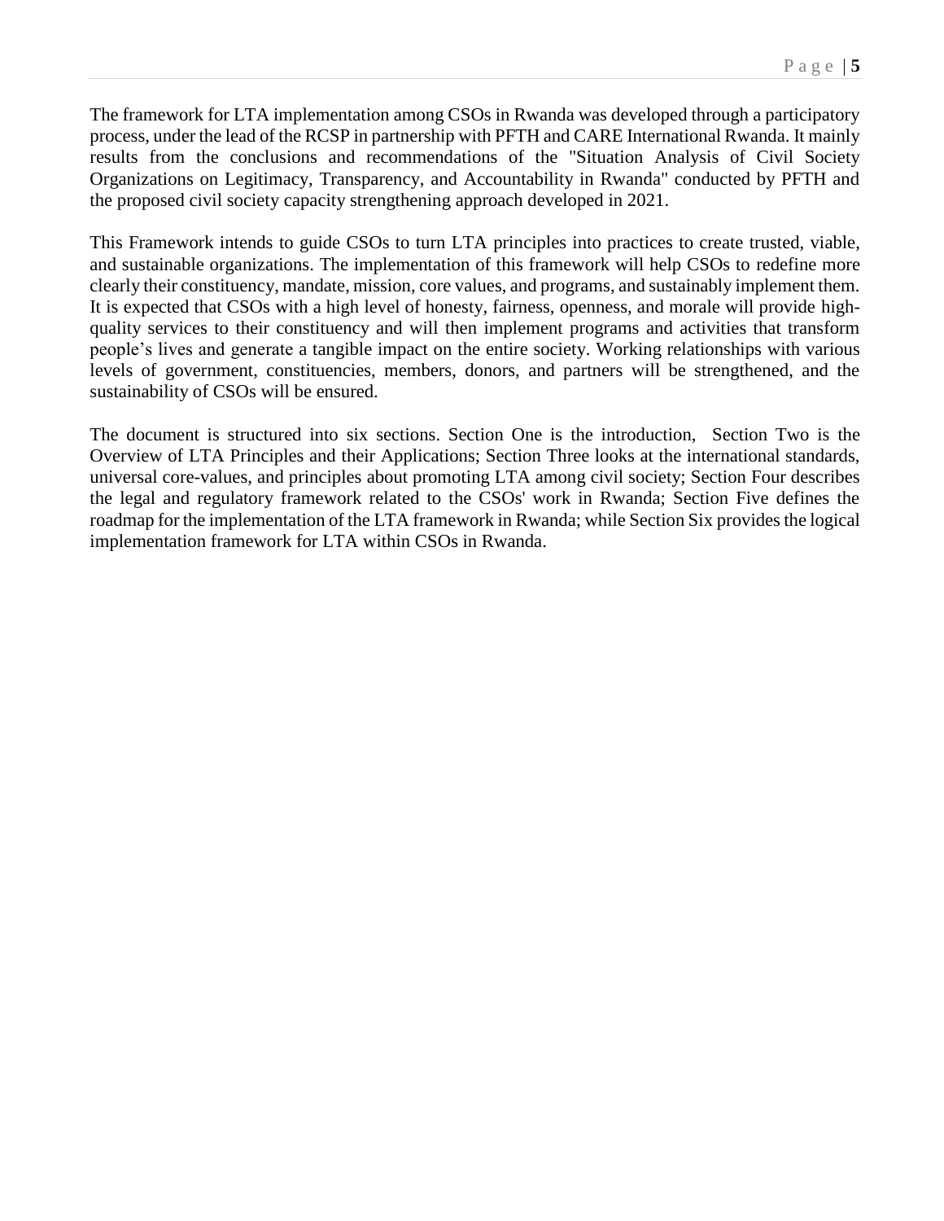The framework for LTA implementation among CSOs in Rwanda was developed through a participatory process, under the lead of the RCSP in partnership with PFTH and CARE International Rwanda. It mainly results from the conclusions and recommendations of the "Situation Analysis of Civil Society Organizations on Legitimacy, Transparency, and Accountability in Rwanda" conducted by PFTH and the proposed civil society capacity strengthening approach developed in 2021.

This Framework intends to guide CSOs to turn LTA principles into practices to create trusted, viable, and sustainable organizations. The implementation of this framework will help CSOs to redefine more clearly their constituency, mandate, mission, core values, and programs, and sustainably implement them. It is expected that CSOs with a high level of honesty, fairness, openness, and morale will provide high-quality services to their constituency and will then implement programs and activities that transform people's lives and generate a tangible impact on the entire society. Working relationships with various levels of government, constituencies, members, donors, and partners will be strengthened, and the sustainability of CSOs will be ensured.

The document is structured into six sections. Section One is the introduction, Section Two is the Overview of LTA Principles and their Applications; Section Three looks at the international standards, universal core-values, and principles about promoting LTA among civil society; Section Four describes the legal and regulatory framework related to the CSOs' work in Rwanda; Section Five defines the roadmap for the implementation of the LTA framework in Rwanda; while Section Six provides the logical implementation framework for LTA within CSOs in Rwanda.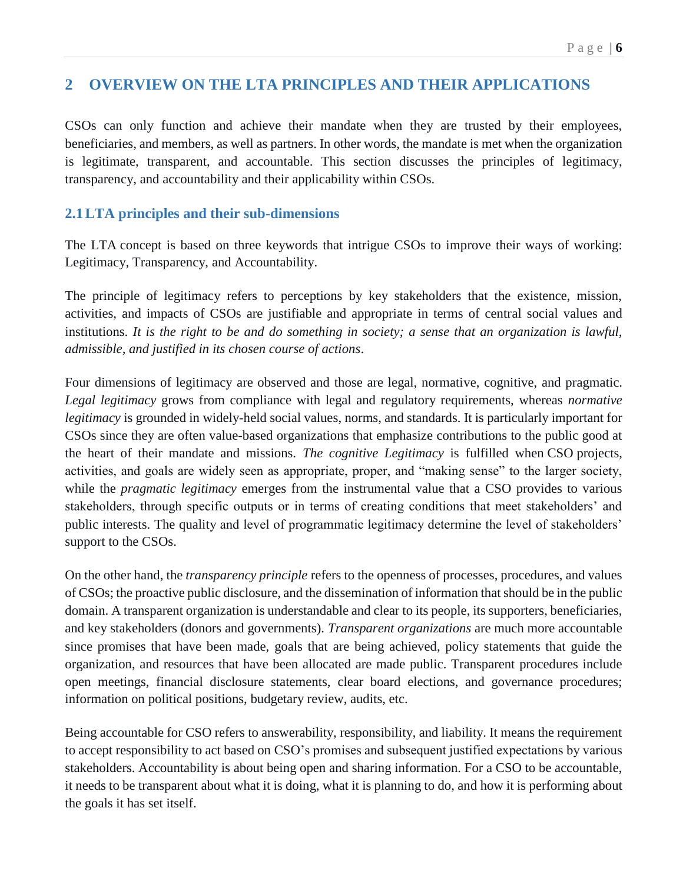## 2 OVERVIEW ON THE LTA PRINCIPLES AND THEIR APPLICATIONS

CSOs can only function and achieve their mandate when they are trusted by their employees, beneficiaries, and members, as well as partners. In other words, the mandate is met when the organization is legitimate, transparent, and accountable. This section discusses the principles of legitimacy, transparency, and accountability and their applicability within CSOs.

### 2.1 LTA principles and their sub-dimensions

The LTA concept is based on three keywords that intrigue CSOs to improve their ways of working: Legitimacy, Transparency, and Accountability.

The principle of legitimacy refers to perceptions by key stakeholders that the existence, mission, activities, and impacts of CSOs are justifiable and appropriate in terms of central social values and institutions. *It is the right to be and do something in society; a sense that an organization is lawful, admissible, and justified in its chosen course of actions*.

Four dimensions of legitimacy are observed and those are legal, normative, cognitive, and pragmatic. *Legal legitimacy* grows from compliance with legal and regulatory requirements, whereas *normative legitimacy* is grounded in widely-held social values, norms, and standards. It is particularly important for CSOs since they are often value-based organizations that emphasize contributions to the public good at the heart of their mandate and missions. *The cognitive Legitimacy* is fulfilled when CSO projects, activities, and goals are widely seen as appropriate, proper, and "making sense" to the larger society, while the *pragmatic legitimacy* emerges from the instrumental value that a CSO provides to various stakeholders, through specific outputs or in terms of creating conditions that meet stakeholders' and public interests. The quality and level of programmatic legitimacy determine the level of stakeholders' support to the CSOs.

On the other hand, the *transparency principle* refers to the openness of processes, procedures, and values of CSOs; the proactive public disclosure, and the dissemination of information that should be in the public domain. A transparent organization is understandable and clear to its people, its supporters, beneficiaries, and key stakeholders (donors and governments). *Transparent organizations* are much more accountable since promises that have been made, goals that are being achieved, policy statements that guide the organization, and resources that have been allocated are made public. Transparent procedures include open meetings, financial disclosure statements, clear board elections, and governance procedures; information on political positions, budgetary review, audits, etc.

Being accountable for CSO refers to answerability, responsibility, and liability. It means the requirement to accept responsibility to act based on CSO's promises and subsequent justified expectations by various stakeholders. Accountability is about being open and sharing information. For a CSO to be accountable, it needs to be transparent about what it is doing, what it is planning to do, and how it is performing about the goals it has set itself.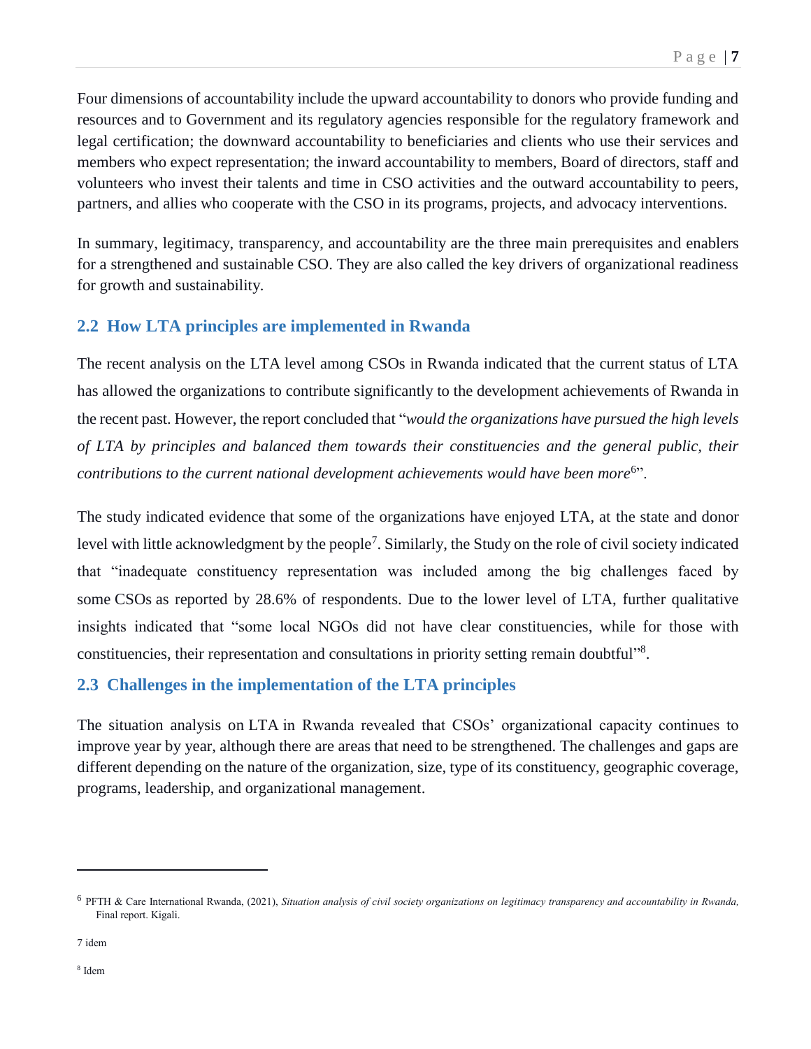Four dimensions of accountability include the upward accountability to donors who provide funding and resources and to Government and its regulatory agencies responsible for the regulatory framework and legal certification; the downward accountability to beneficiaries and clients who use their services and members who expect representation; the inward accountability to members, Board of directors, staff and volunteers who invest their talents and time in CSO activities and the outward accountability to peers, partners, and allies who cooperate with the CSO in its programs, projects, and advocacy interventions.

In summary, legitimacy, transparency, and accountability are the three main prerequisites and enablers for a strengthened and sustainable CSO. They are also called the key drivers of organizational readiness for growth and sustainability.

## 2.2 How LTA principles are implemented in Rwanda

The recent analysis on the LTA level among CSOs in Rwanda indicated that the current status of LTA has allowed the organizations to contribute significantly to the development achievements of Rwanda in the recent past. However, the report concluded that "*would the organizations have pursued the high levels of LTA by principles and balanced them towards their constituencies and the general public, their contributions to the current national development achievements would have been more*[6]".

The study indicated evidence that some of the organizations have enjoyed LTA, at the state and donor level with little acknowledgment by the people[7]. Similarly, the Study on the role of civil society indicated that "inadequate constituency representation was included among the big challenges faced by some CSOs as reported by 28.6% of respondents. Due to the lower level of LTA, further qualitative insights indicated that "some local NGOs did not have clear constituencies, while for those with constituencies, their representation and consultations in priority setting remain doubtful"[8].

## 2.3 Challenges in the implementation of the LTA principles

The situation analysis on LTA in Rwanda revealed that CSOs' organizational capacity continues to improve year by year, although there are areas that need to be strengthened. The challenges and gaps are different depending on the nature of the organization, size, type of its constituency, geographic coverage, programs, leadership, and organizational management.

---

[6] PFTH & Care International Rwanda, (2021), *Situation analysis of civil society organizations on legitimacy transparency and accountability in Rwanda,* Final report. Kigali.

[7] idem

[8] Idem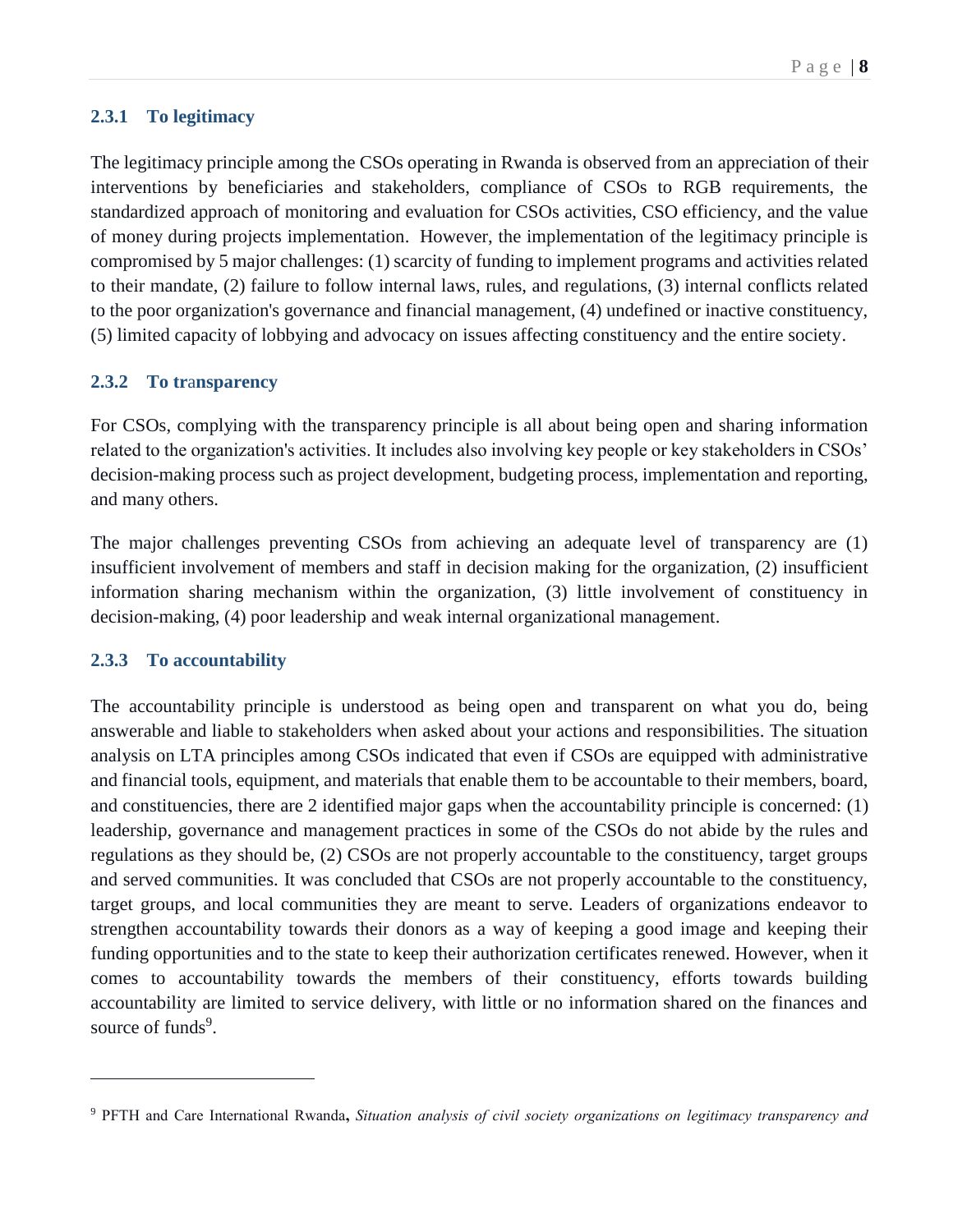### 2.3.1 To legitimacy

The legitimacy principle among the CSOs operating in Rwanda is observed from an appreciation of their interventions by beneficiaries and stakeholders, compliance of CSOs to RGB requirements, the standardized approach of monitoring and evaluation for CSOs activities, CSO efficiency, and the value of money during projects implementation. However, the implementation of the legitimacy principle is compromised by 5 major challenges: (1) scarcity of funding to implement programs and activities related to their mandate, (2) failure to follow internal laws, rules, and regulations, (3) internal conflicts related to the poor organization's governance and financial management, (4) undefined or inactive constituency, (5) limited capacity of lobbying and advocacy on issues affecting constituency and the entire society.

### 2.3.2 To transparency

For CSOs, complying with the transparency principle is all about being open and sharing information related to the organization's activities. It includes also involving key people or key stakeholders in CSOs' decision-making process such as project development, budgeting process, implementation and reporting, and many others.

The major challenges preventing CSOs from achieving an adequate level of transparency are (1) insufficient involvement of members and staff in decision making for the organization, (2) insufficient information sharing mechanism within the organization, (3) little involvement of constituency in decision-making, (4) poor leadership and weak internal organizational management.

### 2.3.3 To accountability

The accountability principle is understood as being open and transparent on what you do, being answerable and liable to stakeholders when asked about your actions and responsibilities. The situation analysis on LTA principles among CSOs indicated that even if CSOs are equipped with administrative and financial tools, equipment, and materials that enable them to be accountable to their members, board, and constituencies, there are 2 identified major gaps when the accountability principle is concerned: (1) leadership, governance and management practices in some of the CSOs do not abide by the rules and regulations as they should be, (2) CSOs are not properly accountable to the constituency, target groups and served communities. It was concluded that CSOs are not properly accountable to the constituency, target groups, and local communities they are meant to serve. Leaders of organizations endeavor to strengthen accountability towards their donors as a way of keeping a good image and keeping their funding opportunities and to the state to keep their authorization certificates renewed. However, when it comes to accountability towards the members of their constituency, efforts towards building accountability are limited to service delivery, with little or no information shared on the finances and source of funds[9].

---

[9] PFTH and Care International Rwanda, *Situation analysis of civil society organizations on legitimacy transparency and*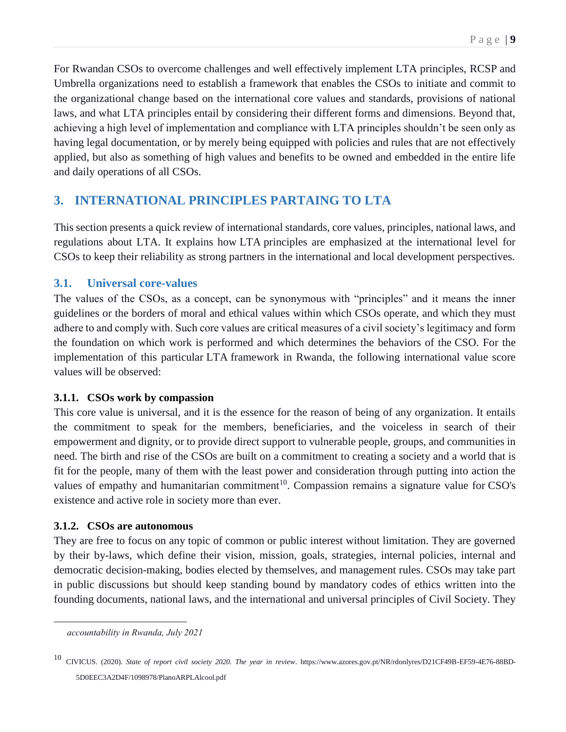For Rwandan CSOs to overcome challenges and well effectively implement LTA principles, RCSP and Umbrella organizations need to establish a framework that enables the CSOs to initiate and commit to the organizational change based on the international core values and standards, provisions of national laws, and what LTA principles entail by considering their different forms and dimensions. Beyond that, achieving a high level of implementation and compliance with LTA principles shouldn't be seen only as having legal documentation, or by merely being equipped with policies and rules that are not effectively applied, but also as something of high values and benefits to be owned and embedded in the entire life and daily operations of all CSOs.

## 3. INTERNATIONAL PRINCIPLES PARTAING TO LTA

This section presents a quick review of international standards, core values, principles, national laws, and regulations about LTA. It explains how LTA principles are emphasized at the international level for CSOs to keep their reliability as strong partners in the international and local development perspectives.

### 3.1. Universal core-values

The values of the CSOs, as a concept, can be synonymous with "principles" and it means the inner guidelines or the borders of moral and ethical values within which CSOs operate, and which they must adhere to and comply with. Such core values are critical measures of a civil society's legitimacy and form the foundation on which work is performed and which determines the behaviors of the CSO. For the implementation of this particular LTA framework in Rwanda, the following international value score values will be observed:

#### 3.1.1. CSOs work by compassion

This core value is universal, and it is the essence for the reason of being of any organization. It entails the commitment to speak for the members, beneficiaries, and the voiceless in search of their empowerment and dignity, or to provide direct support to vulnerable people, groups, and communities in need. The birth and rise of the CSOs are built on a commitment to creating a society and a world that is fit for the people, many of them with the least power and consideration through putting into action the values of empathy and humanitarian commitment[10]. Compassion remains a signature value for CSO's existence and active role in society more than ever.

#### 3.1.2. CSOs are autonomous

They are free to focus on any topic of common or public interest without limitation. They are governed by their by-laws, which define their vision, mission, goals, strategies, internal policies, internal and democratic decision-making, bodies elected by themselves, and management rules. CSOs may take part in public discussions but should keep standing bound by mandatory codes of ethics written into the founding documents, national laws, and the international and universal principles of Civil Society. They

---

*accountability in Rwanda, July 2021*

[10] CIVICUS. (2020). *State of report civil society 2020. The year in review*. https://www.azores.gov.pt/NR/rdonlyres/D21CF49B-EF59-4E76-88BD-5D0EEC3A2D4F/1098978/PlanoARPLAlcool.pdf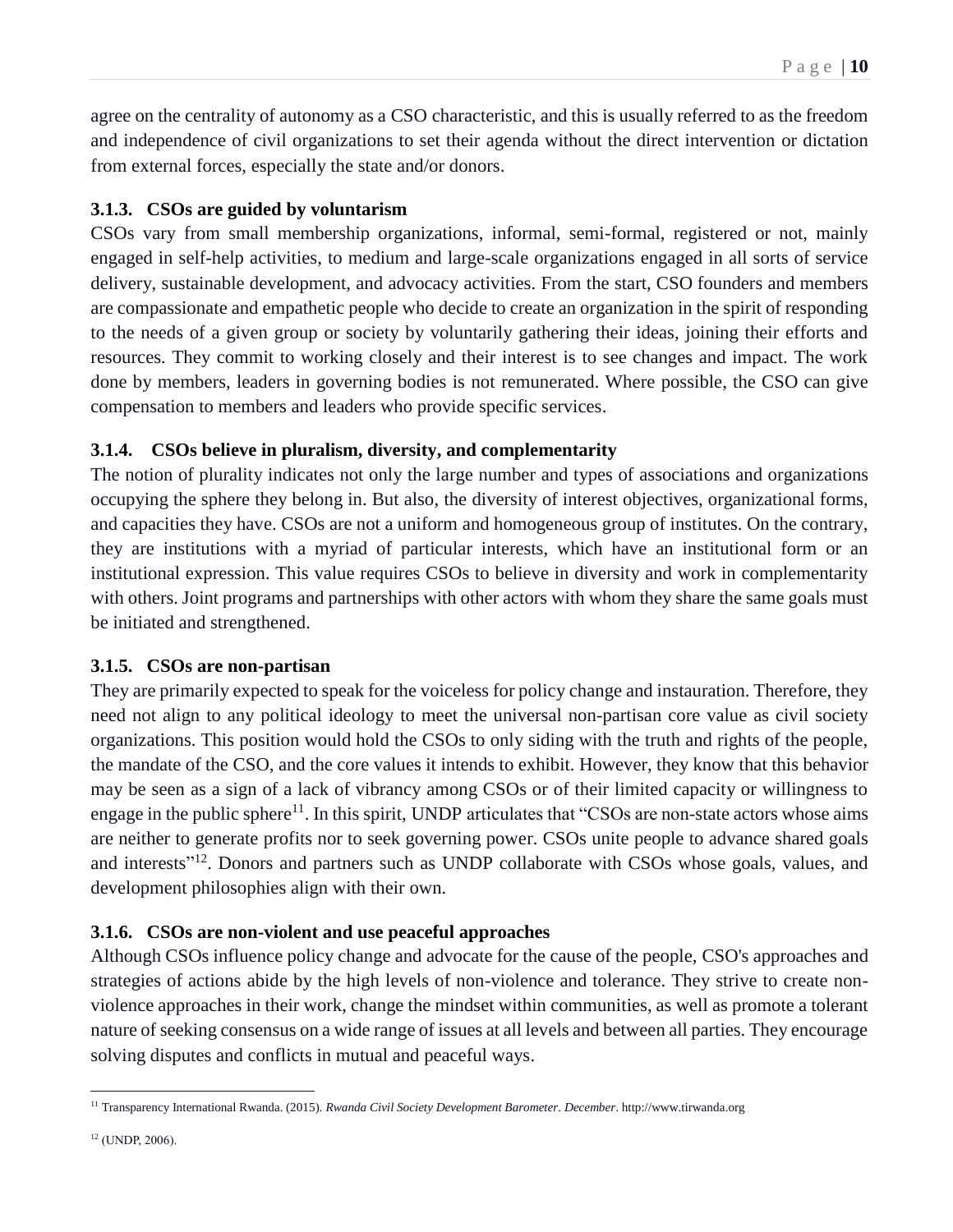agree on the centrality of autonomy as a CSO characteristic, and this is usually referred to as the freedom and independence of civil organizations to set their agenda without the direct intervention or dictation from external forces, especially the state and/or donors.

### 3.1.3. CSOs are guided by voluntarism

CSOs vary from small membership organizations, informal, semi-formal, registered or not, mainly engaged in self-help activities, to medium and large-scale organizations engaged in all sorts of service delivery, sustainable development, and advocacy activities. From the start, CSO founders and members are compassionate and empathetic people who decide to create an organization in the spirit of responding to the needs of a given group or society by voluntarily gathering their ideas, joining their efforts and resources. They commit to working closely and their interest is to see changes and impact. The work done by members, leaders in governing bodies is not remunerated. Where possible, the CSO can give compensation to members and leaders who provide specific services.

### 3.1.4. CSOs believe in pluralism, diversity, and complementarity

The notion of plurality indicates not only the large number and types of associations and organizations occupying the sphere they belong in. But also, the diversity of interest objectives, organizational forms, and capacities they have. CSOs are not a uniform and homogeneous group of institutes. On the contrary, they are institutions with a myriad of particular interests, which have an institutional form or an institutional expression. This value requires CSOs to believe in diversity and work in complementarity with others. Joint programs and partnerships with other actors with whom they share the same goals must be initiated and strengthened.

### 3.1.5. CSOs are non-partisan

They are primarily expected to speak for the voiceless for policy change and instauration. Therefore, they need not align to any political ideology to meet the universal non-partisan core value as civil society organizations. This position would hold the CSOs to only siding with the truth and rights of the people, the mandate of the CSO, and the core values it intends to exhibit. However, they know that this behavior may be seen as a sign of a lack of vibrancy among CSOs or of their limited capacity or willingness to engage in the public sphere[11]. In this spirit, UNDP articulates that “CSOs are non-state actors whose aims are neither to generate profits nor to seek governing power. CSOs unite people to advance shared goals and interests”[12]. Donors and partners such as UNDP collaborate with CSOs whose goals, values, and development philosophies align with their own.

### 3.1.6. CSOs are non-violent and use peaceful approaches

Although CSOs influence policy change and advocate for the cause of the people, CSO's approaches and strategies of actions abide by the high levels of non-violence and tolerance. They strive to create non-violence approaches in their work, change the mindset within communities, as well as promote a tolerant nature of seeking consensus on a wide range of issues at all levels and between all parties. They encourage solving disputes and conflicts in mutual and peaceful ways.

---

[11] Transparency International Rwanda. (2015). *Rwanda Civil Society Development Barometer*. *December*. http://www.tirwanda.org

[12] (UNDP, 2006).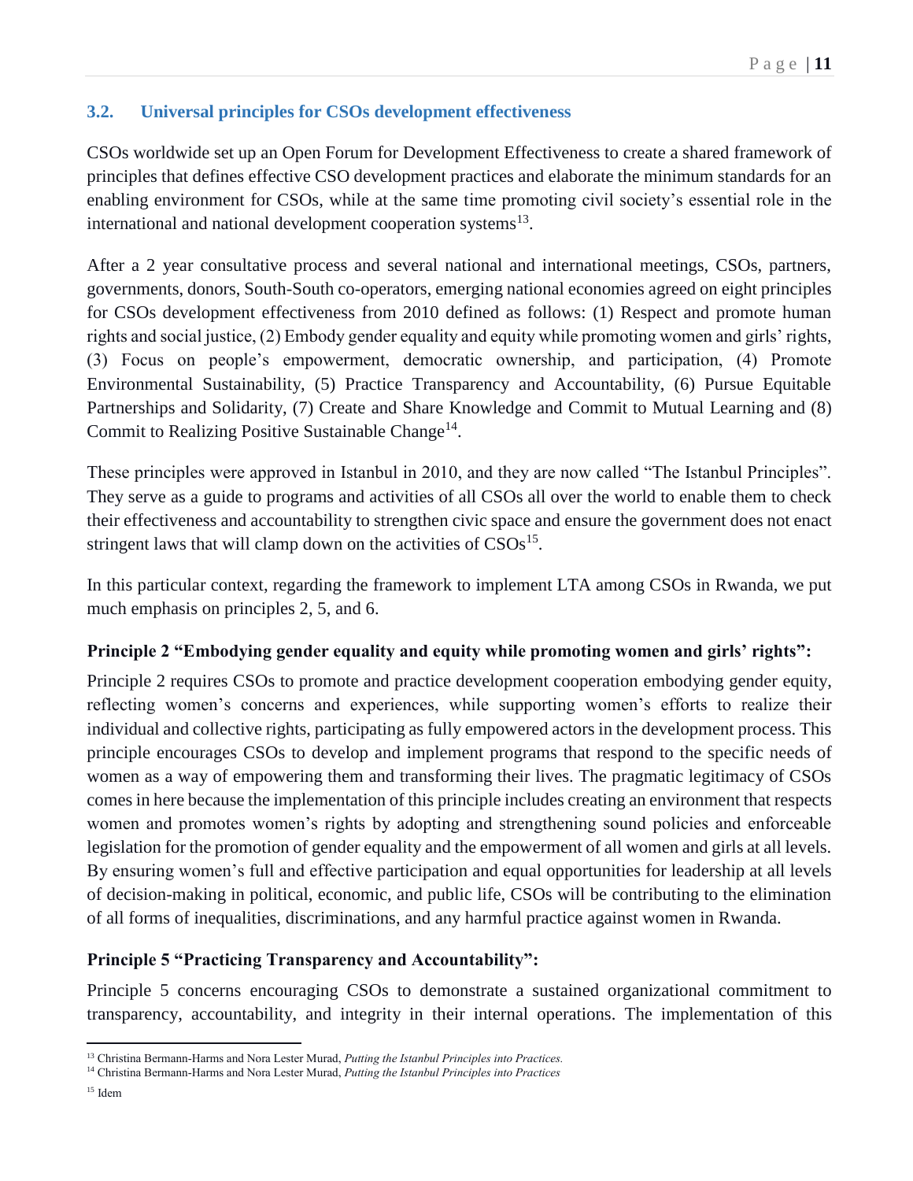### 3.2. Universal principles for CSOs development effectiveness

CSOs worldwide set up an Open Forum for Development Effectiveness to create a shared framework of principles that defines effective CSO development practices and elaborate the minimum standards for an enabling environment for CSOs, while at the same time promoting civil society's essential role in the international and national development cooperation systems[13].

After a 2 year consultative process and several national and international meetings, CSOs, partners, governments, donors, South-South co-operators, emerging national economies agreed on eight principles for CSOs development effectiveness from 2010 defined as follows: (1) Respect and promote human rights and social justice, (2) Embody gender equality and equity while promoting women and girls' rights, (3) Focus on people's empowerment, democratic ownership, and participation, (4) Promote Environmental Sustainability, (5) Practice Transparency and Accountability, (6) Pursue Equitable Partnerships and Solidarity, (7) Create and Share Knowledge and Commit to Mutual Learning and (8) Commit to Realizing Positive Sustainable Change[14].

These principles were approved in Istanbul in 2010, and they are now called "The Istanbul Principles". They serve as a guide to programs and activities of all CSOs all over the world to enable them to check their effectiveness and accountability to strengthen civic space and ensure the government does not enact stringent laws that will clamp down on the activities of CSOs[15].

In this particular context, regarding the framework to implement LTA among CSOs in Rwanda, we put much emphasis on principles 2, 5, and 6.

**Principle 2 "Embodying gender equality and equity while promoting women and girls' rights":**

Principle 2 requires CSOs to promote and practice development cooperation embodying gender equity, reflecting women's concerns and experiences, while supporting women's efforts to realize their individual and collective rights, participating as fully empowered actors in the development process. This principle encourages CSOs to develop and implement programs that respond to the specific needs of women as a way of empowering them and transforming their lives. The pragmatic legitimacy of CSOs comes in here because the implementation of this principle includes creating an environment that respects women and promotes women's rights by adopting and strengthening sound policies and enforceable legislation for the promotion of gender equality and the empowerment of all women and girls at all levels. By ensuring women's full and effective participation and equal opportunities for leadership at all levels of decision-making in political, economic, and public life, CSOs will be contributing to the elimination of all forms of inequalities, discriminations, and any harmful practice against women in Rwanda.

**Principle 5 "Practicing Transparency and Accountability":**

Principle 5 concerns encouraging CSOs to demonstrate a sustained organizational commitment to transparency, accountability, and integrity in their internal operations. The implementation of this

---

[13] Christina Bermann-Harms and Nora Lester Murad, *Putting the Istanbul Principles into Practices.*

[14] Christina Bermann-Harms and Nora Lester Murad, *Putting the Istanbul Principles into Practices*

[15] Idem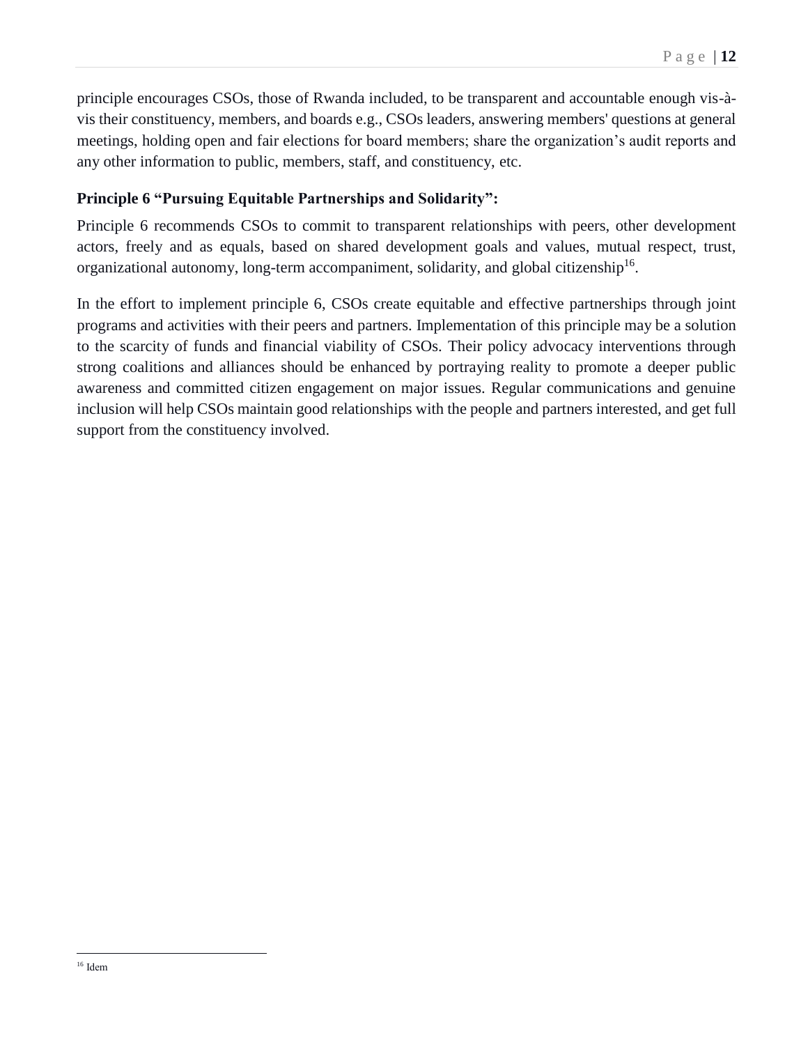principle encourages CSOs, those of Rwanda included, to be transparent and accountable enough vis-à-vis their constituency, members, and boards e.g., CSOs leaders, answering members' questions at general meetings, holding open and fair elections for board members; share the organization's audit reports and any other information to public, members, staff, and constituency, etc.

**Principle 6 "Pursuing Equitable Partnerships and Solidarity":**

Principle 6 recommends CSOs to commit to transparent relationships with peers, other development actors, freely and as equals, based on shared development goals and values, mutual respect, trust, organizational autonomy, long-term accompaniment, solidarity, and global citizenship[16].

In the effort to implement principle 6, CSOs create equitable and effective partnerships through joint programs and activities with their peers and partners. Implementation of this principle may be a solution to the scarcity of funds and financial viability of CSOs. Their policy advocacy interventions through strong coalitions and alliances should be enhanced by portraying reality to promote a deeper public awareness and committed citizen engagement on major issues. Regular communications and genuine inclusion will help CSOs maintain good relationships with the people and partners interested, and get full support from the constituency involved.

[16] Idem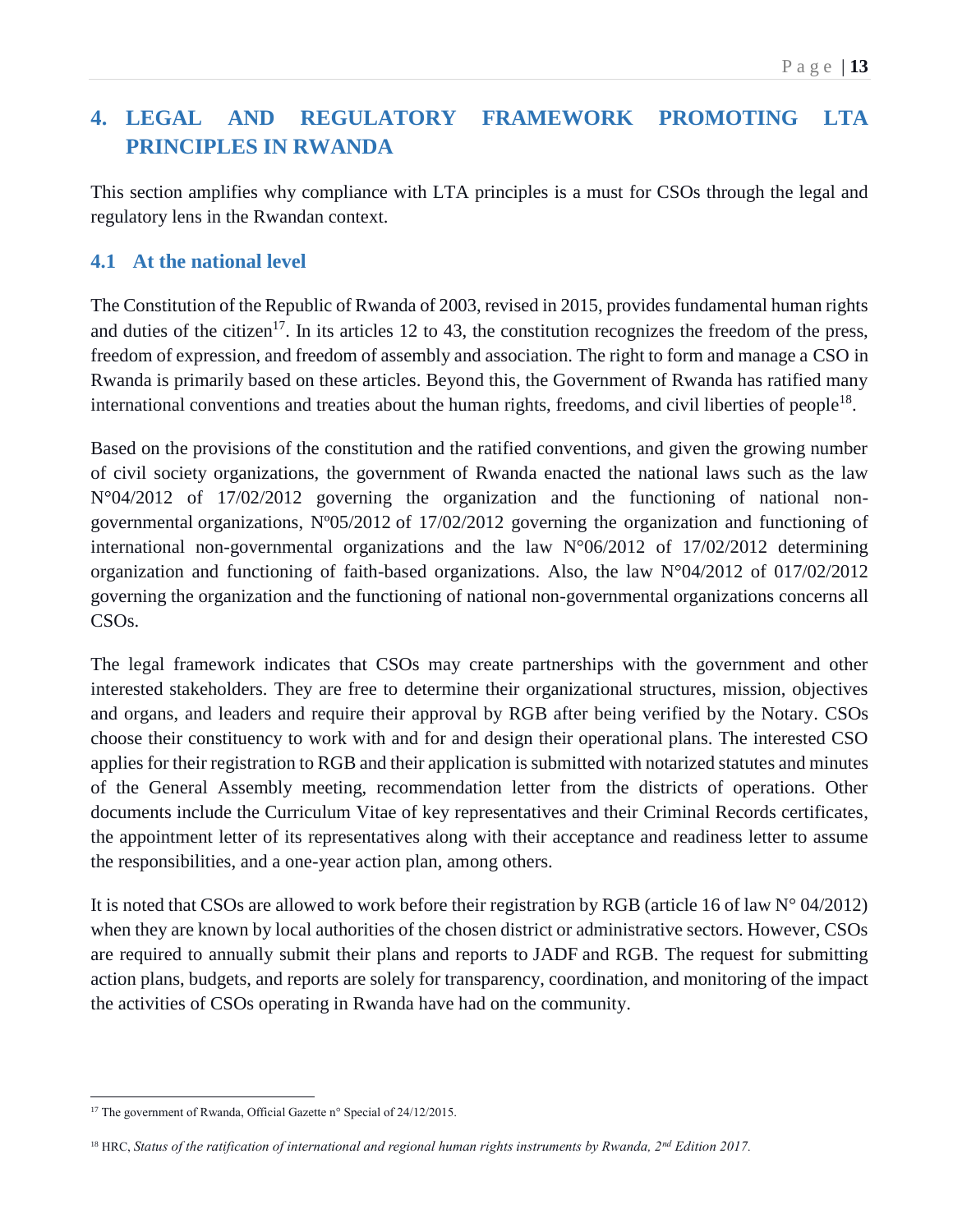# 4. LEGAL AND REGULATORY FRAMEWORK PROMOTING LTA PRINCIPLES IN RWANDA

This section amplifies why compliance with LTA principles is a must for CSOs through the legal and regulatory lens in the Rwandan context.

## 4.1 At the national level

The Constitution of the Republic of Rwanda of 2003, revised in 2015, provides fundamental human rights and duties of the citizen[17]. In its articles 12 to 43, the constitution recognizes the freedom of the press, freedom of expression, and freedom of assembly and association. The right to form and manage a CSO in Rwanda is primarily based on these articles. Beyond this, the Government of Rwanda has ratified many international conventions and treaties about the human rights, freedoms, and civil liberties of people[18].

Based on the provisions of the constitution and the ratified conventions, and given the growing number of civil society organizations, the government of Rwanda enacted the national laws such as the law N°04/2012 of 17/02/2012 governing the organization and the functioning of national non-governmental organizations, Nº05/2012 of 17/02/2012 governing the organization and functioning of international non-governmental organizations and the law N°06/2012 of 17/02/2012 determining organization and functioning of faith-based organizations. Also, the law N°04/2012 of 017/02/2012 governing the organization and the functioning of national non-governmental organizations concerns all CSOs.

The legal framework indicates that CSOs may create partnerships with the government and other interested stakeholders. They are free to determine their organizational structures, mission, objectives and organs, and leaders and require their approval by RGB after being verified by the Notary. CSOs choose their constituency to work with and for and design their operational plans. The interested CSO applies for their registration to RGB and their application is submitted with notarized statutes and minutes of the General Assembly meeting, recommendation letter from the districts of operations. Other documents include the Curriculum Vitae of key representatives and their Criminal Records certificates, the appointment letter of its representatives along with their acceptance and readiness letter to assume the responsibilities, and a one-year action plan, among others.

It is noted that CSOs are allowed to work before their registration by RGB (article 16 of law N° 04/2012) when they are known by local authorities of the chosen district or administrative sectors. However, CSOs are required to annually submit their plans and reports to JADF and RGB. The request for submitting action plans, budgets, and reports are solely for transparency, coordination, and monitoring of the impact the activities of CSOs operating in Rwanda have had on the community.

---

[17] The government of Rwanda, Official Gazette n° Special of 24/12/2015.

[18] HRC, *Status of the ratification of international and regional human rights instruments by Rwanda, 2nd Edition 2017.*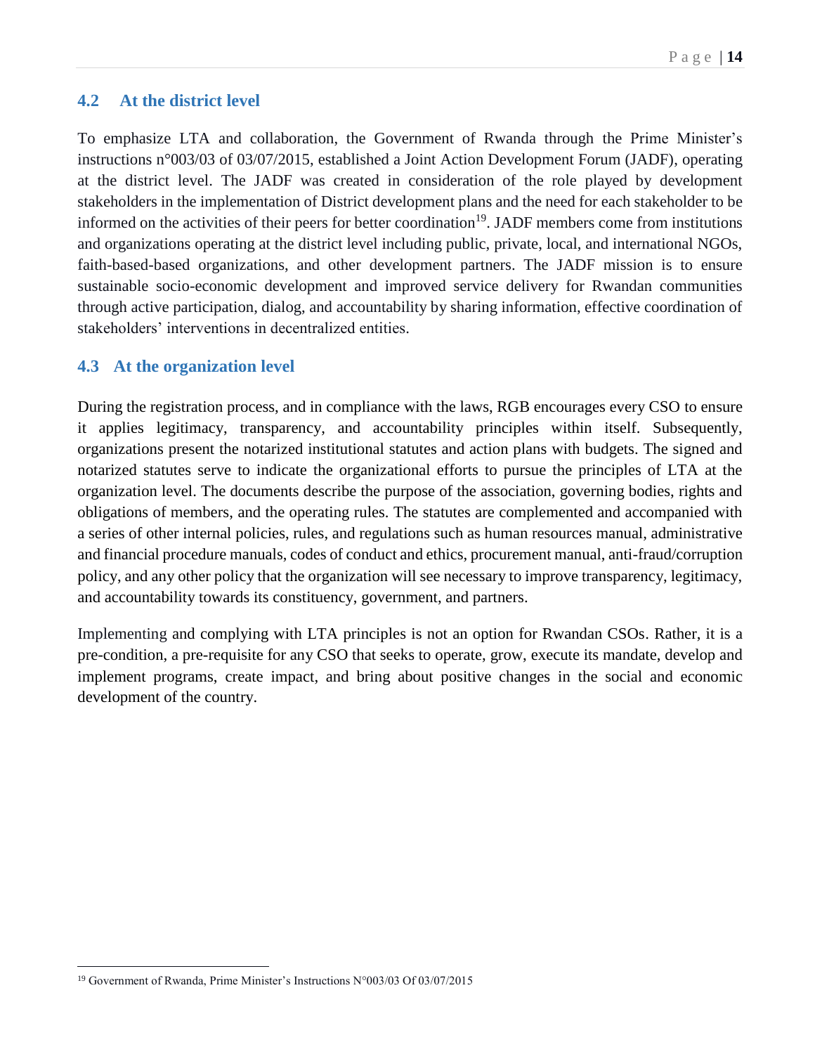## 4.2 At the district level

To emphasize LTA and collaboration, the Government of Rwanda through the Prime Minister's instructions n°003/03 of 03/07/2015, established a Joint Action Development Forum (JADF), operating at the district level. The JADF was created in consideration of the role played by development stakeholders in the implementation of District development plans and the need for each stakeholder to be informed on the activities of their peers for better coordination[19]. JADF members come from institutions and organizations operating at the district level including public, private, local, and international NGOs, faith-based-based organizations, and other development partners. The JADF mission is to ensure sustainable socio-economic development and improved service delivery for Rwandan communities through active participation, dialog, and accountability by sharing information, effective coordination of stakeholders' interventions in decentralized entities.

## 4.3 At the organization level

During the registration process, and in compliance with the laws, RGB encourages every CSO to ensure it applies legitimacy, transparency, and accountability principles within itself. Subsequently, organizations present the notarized institutional statutes and action plans with budgets. The signed and notarized statutes serve to indicate the organizational efforts to pursue the principles of LTA at the organization level. The documents describe the purpose of the association, governing bodies, rights and obligations of members, and the operating rules. The statutes are complemented and accompanied with a series of other internal policies, rules, and regulations such as human resources manual, administrative and financial procedure manuals, codes of conduct and ethics, procurement manual, anti-fraud/corruption policy, and any other policy that the organization will see necessary to improve transparency, legitimacy, and accountability towards its constituency, government, and partners.

Implementing and complying with LTA principles is not an option for Rwandan CSOs. Rather, it is a pre-condition, a pre-requisite for any CSO that seeks to operate, grow, execute its mandate, develop and implement programs, create impact, and bring about positive changes in the social and economic development of the country.

[19] Government of Rwanda, Prime Minister's Instructions N°003/03 Of 03/07/2015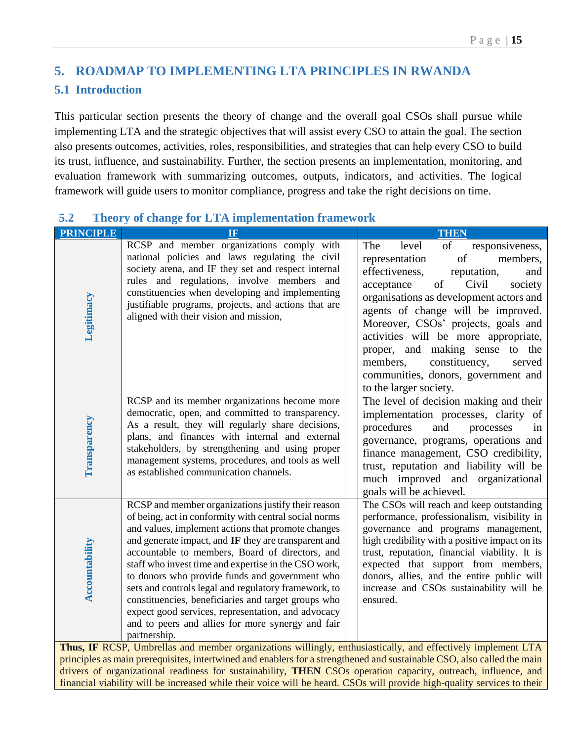# 5. ROADMAP TO IMPLEMENTING LTA PRINCIPLES IN RWANDA

## 5.1 Introduction

This particular section presents the theory of change and the overall goal CSOs shall pursue while implementing LTA and the strategic objectives that will assist every CSO to attain the goal. The section also presents outcomes, activities, roles, responsibilities, and strategies that can help every CSO to build its trust, influence, and sustainability. Further, the section presents an implementation, monitoring, and evaluation framework with summarizing outcomes, outputs, indicators, and activities. The logical framework will guide users to monitor compliance, progress and take the right decisions on time.

## 5.2 Theory of change for LTA implementation framework

| PRINCIPLE | IF | | THEN |
|---|---|---|---|
| Legitimacy | RCSP and member organizations comply with national policies and laws regulating the civil society arena, and IF they set and respect internal rules and regulations, involve members and constituencies when developing and implementing justifiable programs, projects, and actions that are aligned with their vision and mission, | | The level of responsiveness, representation of members, effectiveness, reputation, and acceptance of Civil society organisations as development actors and agents of change will be improved. Moreover, CSOs' projects, goals and activities will be more appropriate, proper, and making sense to the members, constituency, served communities, donors, government and to the larger society. |
| Transparency | RCSP and its member organizations become more democratic, open, and committed to transparency. As a result, they will regularly share decisions, plans, and finances with internal and external stakeholders, by strengthening and using proper management systems, procedures, and tools as well as established communication channels. | | The level of decision making and their implementation processes, clarity of procedures and processes in governance, programs, operations and finance management, CSO credibility, trust, reputation and liability will be much improved and organizational goals will be achieved. |
| Accountability | RCSP and member organizations justify their reason of being, act in conformity with central social norms and values, implement actions that promote changes and generate impact, and **IF** they are transparent and accountable to members, Board of directors, and staff who invest time and expertise in the CSO work, to donors who provide funds and government who sets and controls legal and regulatory framework, to constituencies, beneficiaries and target groups who expect good services, representation, and advocacy and to peers and allies for more synergy and fair partnership. | | The CSOs will reach and keep outstanding performance, professionalism, visibility in governance and programs management, high credibility with a positive impact on its trust, reputation, financial viability. It is expected that support from members, donors, allies, and the entire public will increase and CSOs sustainability will be ensured. |
| **Thus, IF** RCSP, Umbrellas and member organizations willingly, enthusiastically, and effectively implement LTA principles as main prerequisites, intertwined and enablers for a strengthened and sustainable CSO, also called the main drivers of organizational readiness for sustainability, **THEN** CSOs operation capacity, outreach, influence, and financial viability will be increased while their voice will be heard. CSOs will provide high-quality services to their | | | |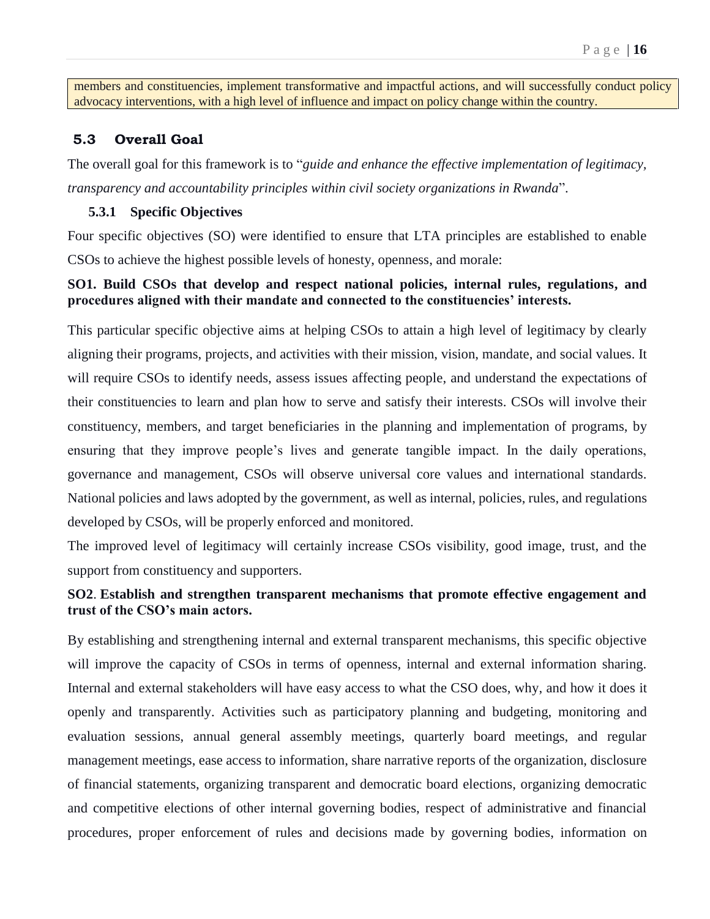members and constituencies, implement transformative and impactful actions, and will successfully conduct policy advocacy interventions, with a high level of influence and impact on policy change within the country.

## 5.3 Overall Goal

The overall goal for this framework is to "*guide and enhance the effective implementation of legitimacy, transparency and accountability principles within civil society organizations in Rwanda*".

### 5.3.1 Specific Objectives

Four specific objectives (SO) were identified to ensure that LTA principles are established to enable CSOs to achieve the highest possible levels of honesty, openness, and morale:

**SO1. Build CSOs that develop and respect national policies, internal rules, regulations, and procedures aligned with their mandate and connected to the constituencies' interests.**

This particular specific objective aims at helping CSOs to attain a high level of legitimacy by clearly aligning their programs, projects, and activities with their mission, vision, mandate, and social values. It will require CSOs to identify needs, assess issues affecting people, and understand the expectations of their constituencies to learn and plan how to serve and satisfy their interests. CSOs will involve their constituency, members, and target beneficiaries in the planning and implementation of programs, by ensuring that they improve people's lives and generate tangible impact. In the daily operations, governance and management, CSOs will observe universal core values and international standards. National policies and laws adopted by the government, as well as internal, policies, rules, and regulations developed by CSOs, will be properly enforced and monitored.

The improved level of legitimacy will certainly increase CSOs visibility, good image, trust, and the support from constituency and supporters.

**SO2. Establish and strengthen transparent mechanisms that promote effective engagement and trust of the CSO's main actors.**

By establishing and strengthening internal and external transparent mechanisms, this specific objective will improve the capacity of CSOs in terms of openness, internal and external information sharing. Internal and external stakeholders will have easy access to what the CSO does, why, and how it does it openly and transparently. Activities such as participatory planning and budgeting, monitoring and evaluation sessions, annual general assembly meetings, quarterly board meetings, and regular management meetings, ease access to information, share narrative reports of the organization, disclosure of financial statements, organizing transparent and democratic board elections, organizing democratic and competitive elections of other internal governing bodies, respect of administrative and financial procedures, proper enforcement of rules and decisions made by governing bodies, information on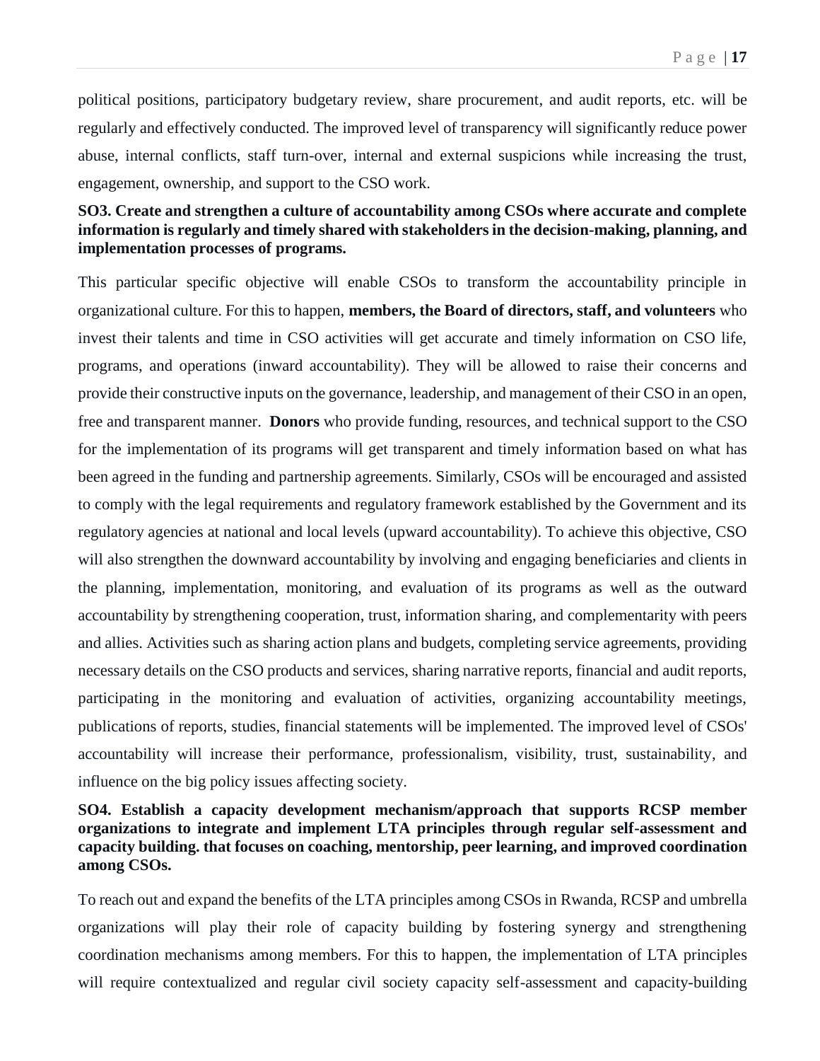political positions, participatory budgetary review, share procurement, and audit reports, etc. will be regularly and effectively conducted. The improved level of transparency will significantly reduce power abuse, internal conflicts, staff turn-over, internal and external suspicions while increasing the trust, engagement, ownership, and support to the CSO work.

**SO3. Create and strengthen a culture of accountability among CSOs where accurate and complete information is regularly and timely shared with stakeholders in the decision-making, planning, and implementation processes of programs.**

This particular specific objective will enable CSOs to transform the accountability principle in organizational culture. For this to happen, **members, the Board of directors, staff, and volunteers** who invest their talents and time in CSO activities will get accurate and timely information on CSO life, programs, and operations (inward accountability). They will be allowed to raise their concerns and provide their constructive inputs on the governance, leadership, and management of their CSO in an open, free and transparent manner. **Donors** who provide funding, resources, and technical support to the CSO for the implementation of its programs will get transparent and timely information based on what has been agreed in the funding and partnership agreements. Similarly, CSOs will be encouraged and assisted to comply with the legal requirements and regulatory framework established by the Government and its regulatory agencies at national and local levels (upward accountability). To achieve this objective, CSO will also strengthen the downward accountability by involving and engaging beneficiaries and clients in the planning, implementation, monitoring, and evaluation of its programs as well as the outward accountability by strengthening cooperation, trust, information sharing, and complementarity with peers and allies. Activities such as sharing action plans and budgets, completing service agreements, providing necessary details on the CSO products and services, sharing narrative reports, financial and audit reports, participating in the monitoring and evaluation of activities, organizing accountability meetings, publications of reports, studies, financial statements will be implemented. The improved level of CSOs' accountability will increase their performance, professionalism, visibility, trust, sustainability, and influence on the big policy issues affecting society.

**SO4. Establish a capacity development mechanism/approach that supports RCSP member organizations to integrate and implement LTA principles through regular self-assessment and capacity building. that focuses on coaching, mentorship, peer learning, and improved coordination among CSOs.**

To reach out and expand the benefits of the LTA principles among CSOs in Rwanda, RCSP and umbrella organizations will play their role of capacity building by fostering synergy and strengthening coordination mechanisms among members. For this to happen, the implementation of LTA principles will require contextualized and regular civil society capacity self-assessment and capacity-building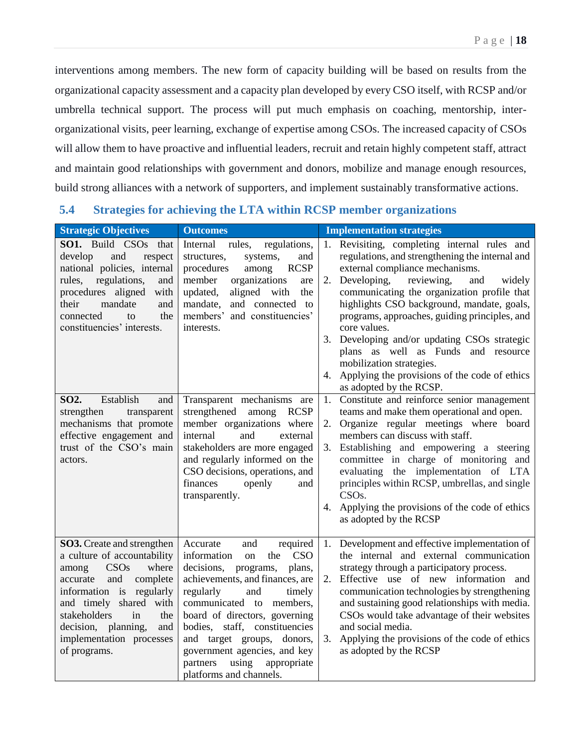interventions among members. The new form of capacity building will be based on results from the organizational capacity assessment and a capacity plan developed by every CSO itself, with RCSP and/or umbrella technical support. The process will put much emphasis on coaching, mentorship, inter-organizational visits, peer learning, exchange of expertise among CSOs. The increased capacity of CSOs will allow them to have proactive and influential leaders, recruit and retain highly competent staff, attract and maintain good relationships with government and donors, mobilize and manage enough resources, build strong alliances with a network of supporters, and implement sustainably transformative actions.

## 5.4 Strategies for achieving the LTA within RCSP member organizations

| Strategic Objectives | Outcomes | Implementation strategies |
|---|---|---|
| **SO1.** Build CSOs that develop and respect national policies, internal rules, regulations, and procedures aligned with their mandate and connected to the constituencies' interests. | Internal rules, regulations, structures, systems, and procedures among RCSP member organizations are updated, aligned with the mandate, and connected to members' and constituencies' interests. | 1. Revisiting, completing internal rules and regulations, and strengthening the internal and external compliance mechanisms.<br>2. Developing, reviewing, and widely communicating the organization profile that highlights CSO background, mandate, goals, programs, approaches, guiding principles, and core values.<br>3. Developing and/or updating CSOs strategic plans as well as Funds and resource mobilization strategies.<br>4. Applying the provisions of the code of ethics as adopted by the RCSP. |
| **SO2.** Establish and strengthen transparent mechanisms that promote effective engagement and trust of the CSO's main actors. | Transparent mechanisms are strengthened among RCSP member organizations where internal and external stakeholders are more engaged and regularly informed on the CSO decisions, operations, and finances openly and transparently. | 1. Constitute and reinforce senior management teams and make them operational and open.<br>2. Organize regular meetings where board members can discuss with staff.<br>3. Establishing and empowering a steering committee in charge of monitoring and evaluating the implementation of LTA principles within RCSP, umbrellas, and single CSOs.<br>4. Applying the provisions of the code of ethics as adopted by the RCSP |
| **SO3.** Create and strengthen a culture of accountability among CSOs where accurate and complete information is regularly and timely shared with stakeholders in the decision, planning, and implementation processes of programs. | Accurate and required information on the CSO decisions, programs, plans, achievements, and finances, are regularly and timely communicated to members, board of directors, governing bodies, staff, constituencies and target groups, donors, government agencies, and key partners using appropriate platforms and channels. | 1. Development and effective implementation of the internal and external communication strategy through a participatory process.<br>2. Effective use of new information and communication technologies by strengthening and sustaining good relationships with media. CSOs would take advantage of their websites and social media.<br>3. Applying the provisions of the code of ethics as adopted by the RCSP |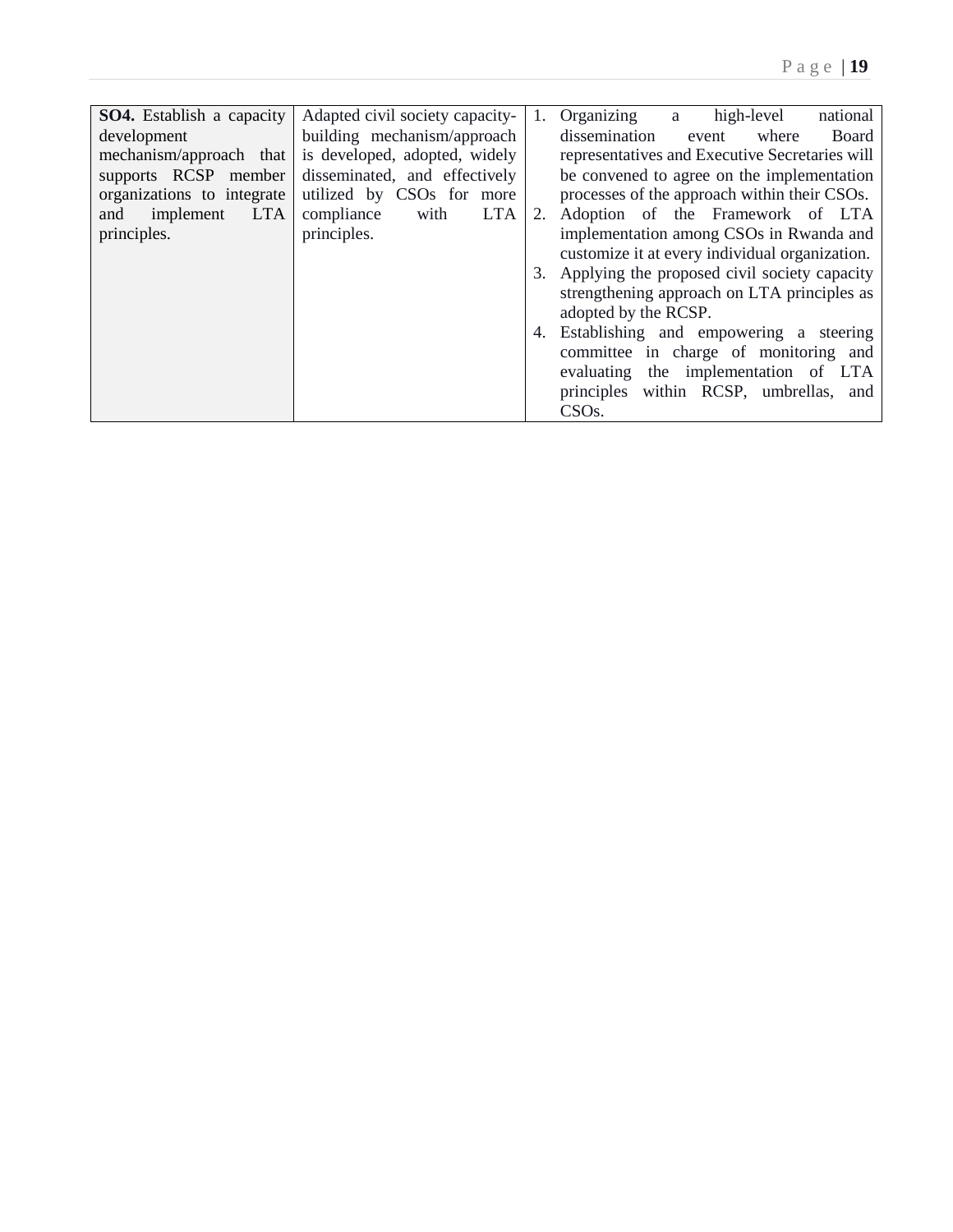| | | |
|---|---|---|
| **SO4.** Establish a capacity development mechanism/approach that supports RCSP member organizations to integrate and implement LTA principles. | Adapted civil society capacity-building mechanism/approach is developed, adopted, widely disseminated, and effectively utilized by CSOs for more compliance with LTA principles. | 1. Organizing a high-level national dissemination event where Board representatives and Executive Secretaries will be convened to agree on the implementation processes of the approach within their CSOs.<br>2. Adoption of the Framework of LTA implementation among CSOs in Rwanda and customize it at every individual organization.<br>3. Applying the proposed civil society capacity strengthening approach on LTA principles as adopted by the RCSP.<br>4. Establishing and empowering a steering committee in charge of monitoring and evaluating the implementation of LTA principles within RCSP, umbrellas, and CSOs. |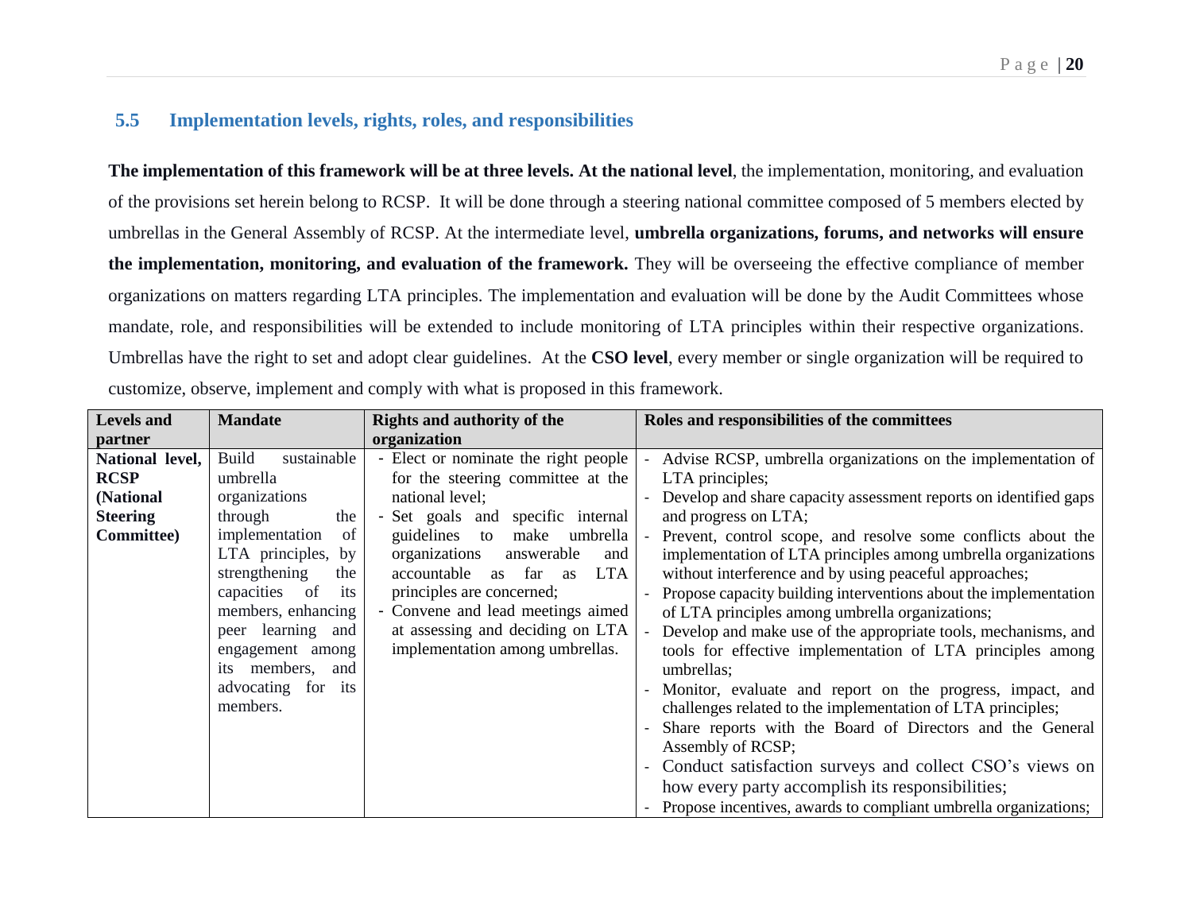## 5.5 Implementation levels, rights, roles, and responsibilities

**The implementation of this framework will be at three levels. At the national level**, the implementation, monitoring, and evaluation of the provisions set herein belong to RCSP. It will be done through a steering national committee composed of 5 members elected by umbrellas in the General Assembly of RCSP. At the intermediate level, **umbrella organizations, forums, and networks will ensure the implementation, monitoring, and evaluation of the framework.** They will be overseeing the effective compliance of member organizations on matters regarding LTA principles. The implementation and evaluation will be done by the Audit Committees whose mandate, role, and responsibilities will be extended to include monitoring of LTA principles within their respective organizations. Umbrellas have the right to set and adopt clear guidelines. At the **CSO level**, every member or single organization will be required to customize, observe, implement and comply with what is proposed in this framework.

| Levels and partner | Mandate | Rights and authority of the organization | Roles and responsibilities of the committees |
|---|---|---|---|
| **National level, RCSP (National Steering Committee)** | Build sustainable umbrella organizations through the implementation of LTA principles, by strengthening the capacities of its members, enhancing peer learning and engagement among its members, and advocating for its members. | - Elect or nominate the right people for the steering committee at the national level;<br>- Set goals and specific internal guidelines to make umbrella organizations answerable and accountable as far as LTA principles are concerned;<br>- Convene and lead meetings aimed at assessing and deciding on LTA implementation among umbrellas. | - Advise RCSP, umbrella organizations on the implementation of LTA principles;<br>- Develop and share capacity assessment reports on identified gaps and progress on LTA;<br>- Prevent, control scope, and resolve some conflicts about the implementation of LTA principles among umbrella organizations without interference and by using peaceful approaches;<br>- Propose capacity building interventions about the implementation of LTA principles among umbrella organizations;<br>- Develop and make use of the appropriate tools, mechanisms, and tools for effective implementation of LTA principles among umbrellas;<br>- Monitor, evaluate and report on the progress, impact, and challenges related to the implementation of LTA principles;<br>- Share reports with the Board of Directors and the General Assembly of RCSP;<br>- Conduct satisfaction surveys and collect CSO's views on how every party accomplish its responsibilities;<br>- Propose incentives, awards to compliant umbrella organizations; |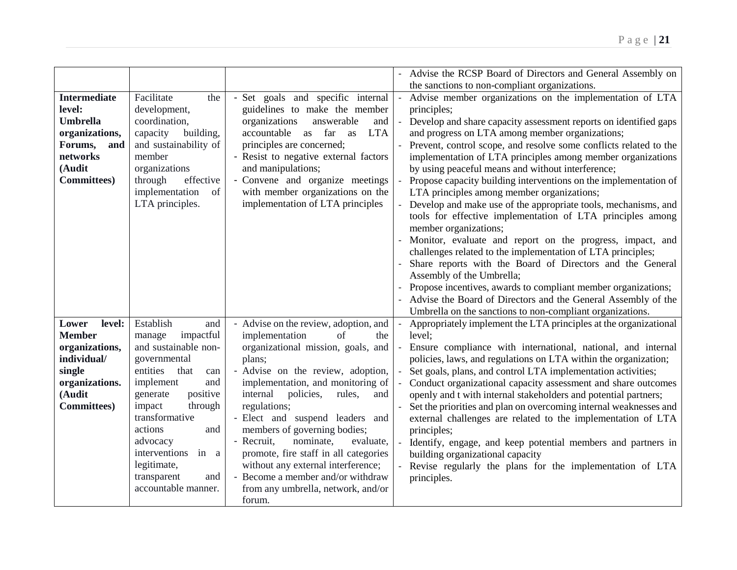| | | | |
|---|---|---|---|
| | | | - Advise the RCSP Board of Directors and General Assembly on the sanctions to non-compliant organizations. |
| **Intermediate level: Umbrella organizations, Forums, and networks (Audit Committees)** | Facilitate the development, coordination, capacity building, and sustainability of member organizations through effective implementation of LTA principles. | - Set goals and specific internal guidelines to make the member organizations answerable and accountable as far as LTA principles are concerned;<br>- Resist to negative external factors and manipulations;<br>- Convene and organize meetings with member organizations on the implementation of LTA principles | - Advise member organizations on the implementation of LTA principles;<br>- Develop and share capacity assessment reports on identified gaps and progress on LTA among member organizations;<br>- Prevent, control scope, and resolve some conflicts related to the implementation of LTA principles among member organizations by using peaceful means and without interference;<br>- Propose capacity building interventions on the implementation of LTA principles among member organizations;<br>- Develop and make use of the appropriate tools, mechanisms, and tools for effective implementation of LTA principles among member organizations;<br>- Monitor, evaluate and report on the progress, impact, and challenges related to the implementation of LTA principles;<br>- Share reports with the Board of Directors and the General Assembly of the Umbrella;<br>- Propose incentives, awards to compliant member organizations;<br>- Advise the Board of Directors and the General Assembly of the Umbrella on the sanctions to non-compliant organizations. |
| **Lower level: Member organizations, individual/ single organizations. (Audit Committees)** | Establish and manage impactful and sustainable non-governmental entities that can implement and generate positive impact through transformative actions and advocacy interventions in a legitimate, transparent and accountable manner. | - Advise on the review, adoption, and implementation of the organizational mission, goals, and plans;<br>- Advise on the review, adoption, implementation, and monitoring of internal policies, rules, and regulations;<br>- Elect and suspend leaders and members of governing bodies;<br>- Recruit, nominate, evaluate, promote, fire staff in all categories without any external interference;<br>- Become a member and/or withdraw from any umbrella, network, and/or forum. | - Appropriately implement the LTA principles at the organizational level;<br>- Ensure compliance with international, national, and internal policies, laws, and regulations on LTA within the organization;<br>- Set goals, plans, and control LTA implementation activities;<br>- Conduct organizational capacity assessment and share outcomes openly and t with internal stakeholders and potential partners;<br>- Set the priorities and plan on overcoming internal weaknesses and external challenges are related to the implementation of LTA principles;<br>- Identify, engage, and keep potential members and partners in building organizational capacity<br>- Revise regularly the plans for the implementation of LTA principles. |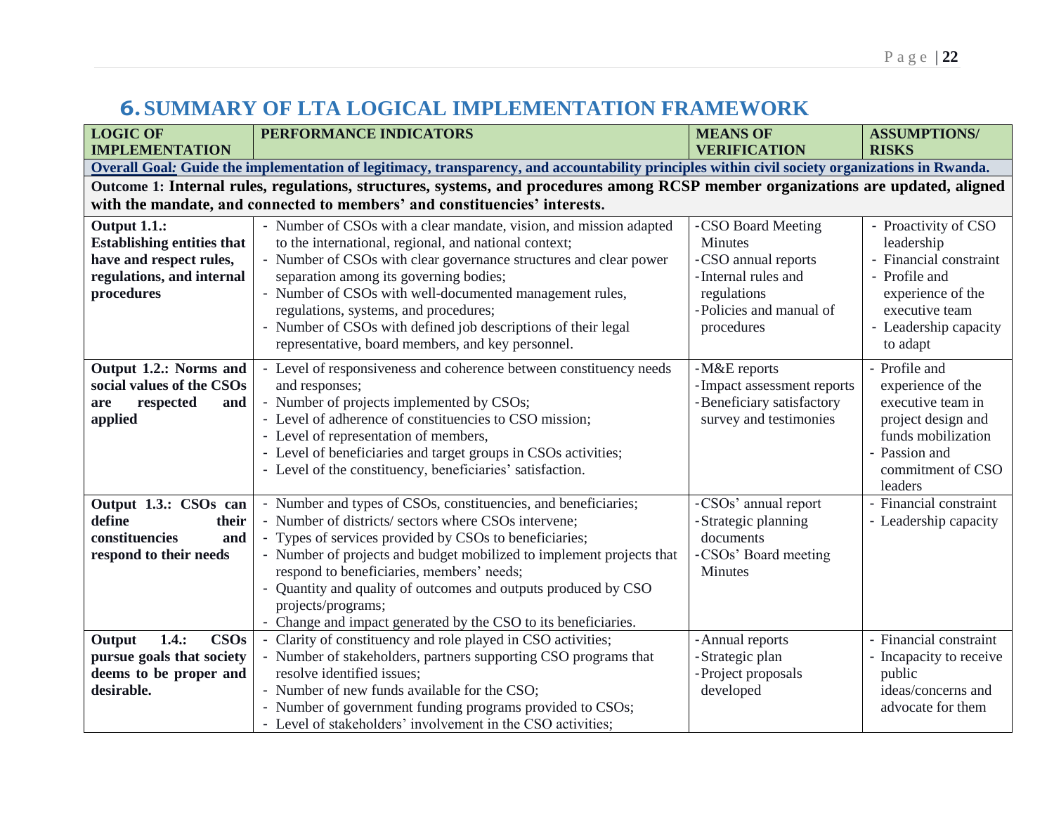## 6. SUMMARY OF LTA LOGICAL IMPLEMENTATION FRAMEWORK

| LOGIC OF IMPLEMENTATION | PERFORMANCE INDICATORS | MEANS OF VERIFICATION | ASSUMPTIONS/ RISKS |
|---|---|---|---|
| **Overall Goal: Guide the implementation of legitimacy, transparency, and accountability principles within civil society organizations in Rwanda.** | | | |
| **Outcome 1: Internal rules, regulations, structures, systems, and procedures among RCSP member organizations are updated, aligned with the mandate, and connected to members' and constituencies' interests.** | | | |
| **Output 1.1.: Establishing entities that have and respect rules, regulations, and internal procedures** | - Number of CSOs with a clear mandate, vision, and mission adapted to the international, regional, and national context;<br>- Number of CSOs with clear governance structures and clear power separation among its governing bodies;<br>- Number of CSOs with well-documented management rules, regulations, systems, and procedures;<br>- Number of CSOs with defined job descriptions of their legal representative, board members, and key personnel. | -CSO Board Meeting Minutes<br>-CSO annual reports<br>-Internal rules and regulations<br>-Policies and manual of procedures | - Proactivity of CSO leadership<br>- Financial constraint<br>- Profile and experience of the executive team<br>- Leadership capacity to adapt |
| **Output 1.2.: Norms and social values of the CSOs are respected and applied** | - Level of responsiveness and coherence between constituency needs and responses;<br>- Number of projects implemented by CSOs;<br>- Level of adherence of constituencies to CSO mission;<br>- Level of representation of members,<br>- Level of beneficiaries and target groups in CSOs activities;<br>- Level of the constituency, beneficiaries' satisfaction. | -M&E reports<br>-Impact assessment reports<br>-Beneficiary satisfactory survey and testimonies | - Profile and experience of the executive team in project design and funds mobilization<br>- Passion and commitment of CSO leaders |
| **Output 1.3.: CSOs can define their constituencies and respond to their needs** | - Number and types of CSOs, constituencies, and beneficiaries;<br>- Number of districts/ sectors where CSOs intervene;<br>- Types of services provided by CSOs to beneficiaries;<br>- Number of projects and budget mobilized to implement projects that respond to beneficiaries, members' needs;<br>- Quantity and quality of outcomes and outputs produced by CSO projects/programs;<br>- Change and impact generated by the CSO to its beneficiaries. | -CSOs' annual report<br>-Strategic planning documents<br>-CSOs' Board meeting Minutes | - Financial constraint<br>- Leadership capacity |
| **Output 1.4.: CSOs pursue goals that society deems to be proper and desirable.** | - Clarity of constituency and role played in CSO activities;<br>- Number of stakeholders, partners supporting CSO programs that resolve identified issues;<br>- Number of new funds available for the CSO;<br>- Number of government funding programs provided to CSOs;<br>- Level of stakeholders' involvement in the CSO activities; | -Annual reports<br>-Strategic plan<br>-Project proposals developed | - Financial constraint<br>- Incapacity to receive public ideas/concerns and advocate for them |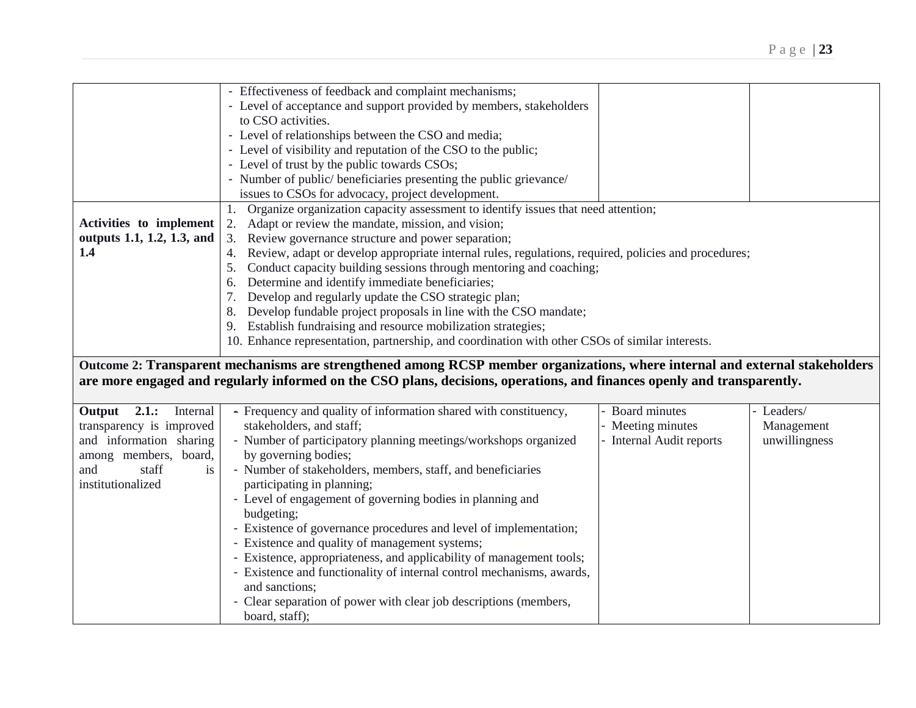| | | | |
|---|---|---|---|
| | - Effectiveness of feedback and complaint mechanisms;<br>- Level of acceptance and support provided by members, stakeholders to CSO activities.<br>- Level of relationships between the CSO and media;<br>- Level of visibility and reputation of the CSO to the public;<br>- Level of trust by the public towards CSOs;<br>- Number of public/ beneficiaries presenting the public grievance/ issues to CSOs for advocacy, project development. | | |
| **Activities to implement outputs 1.1, 1.2, 1.3, and 1.4** | 1. Organize organization capacity assessment to identify issues that need attention;<br>2. Adapt or review the mandate, mission, and vision;<br>3. Review governance structure and power separation;<br>4. Review, adapt or develop appropriate internal rules, regulations, required, policies and procedures;<br>5. Conduct capacity building sessions through mentoring and coaching;<br>6. Determine and identify immediate beneficiaries;<br>7. Develop and regularly update the CSO strategic plan;<br>8. Develop fundable project proposals in line with the CSO mandate;<br>9. Establish fundraising and resource mobilization strategies;<br>10. Enhance representation, partnership, and coordination with other CSOs of similar interests. | | |
| **Outcome 2: Transparent mechanisms are strengthened among RCSP member organizations, where internal and external stakeholders are more engaged and regularly informed on the CSO plans, decisions, operations, and finances openly and transparently.** | | | |
| **Output 2.1.:** Internal transparency is improved and information sharing among members, board, and staff is institutionalized | - Frequency and quality of information shared with constituency, stakeholders, and staff;<br>- Number of participatory planning meetings/workshops organized by governing bodies;<br>- Number of stakeholders, members, staff, and beneficiaries participating in planning;<br>- Level of engagement of governing bodies in planning and budgeting;<br>- Existence of governance procedures and level of implementation;<br>- Existence and quality of management systems;<br>- Existence, appropriateness, and applicability of management tools;<br>- Existence and functionality of internal control mechanisms, awards, and sanctions;<br>- Clear separation of power with clear job descriptions (members, board, staff); | - Board minutes<br>- Meeting minutes<br>- Internal Audit reports | - Leaders/ Management unwillingness |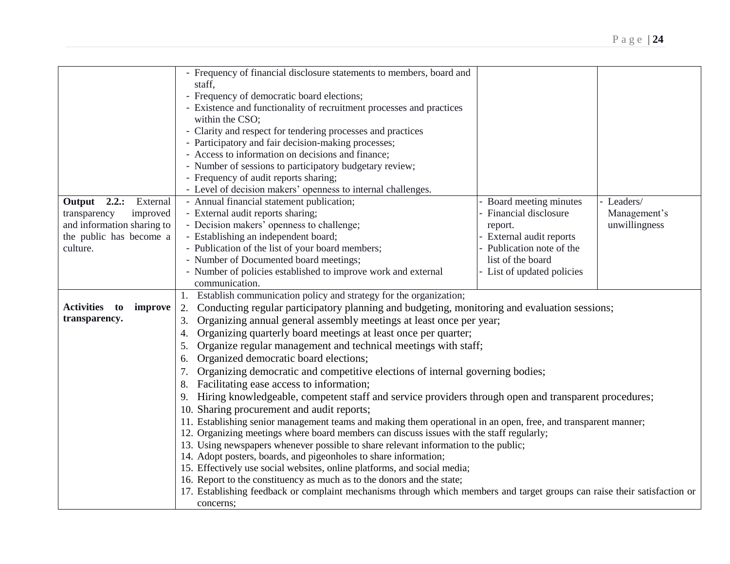|  |  |  |  |
|---|---|---|---|
|  | - Frequency of financial disclosure statements to members, board and staff,<br>- Frequency of democratic board elections;<br>- Existence and functionality of recruitment processes and practices within the CSO;<br>- Clarity and respect for tendering processes and practices<br>- Participatory and fair decision-making processes;<br>- Access to information on decisions and finance;<br>- Number of sessions to participatory budgetary review;<br>- Frequency of audit reports sharing;<br>- Level of decision makers' openness to internal challenges. |  |  |
| **Output 2.2.:** External transparency improved and information sharing to the public has become a culture. | - Annual financial statement publication;<br>- External audit reports sharing;<br>- Decision makers' openness to challenge;<br>- Establishing an independent board;<br>- Publication of the list of your board members;<br>- Number of Documented board meetings;<br>- Number of policies established to improve work and external communication. | - Board meeting minutes<br>- Financial disclosure report.<br>- External audit reports<br>- Publication note of the list of the board<br>- List of updated policies | - Leaders/ Management's unwillingness |
| **Activities to improve transparency.** | 1. Establish communication policy and strategy for the organization;<br>2. Conducting regular participatory planning and budgeting, monitoring and evaluation sessions;<br>3. Organizing annual general assembly meetings at least once per year;<br>4. Organizing quarterly board meetings at least once per quarter;<br>5. Organize regular management and technical meetings with staff;<br>6. Organized democratic board elections;<br>7. Organizing democratic and competitive elections of internal governing bodies;<br>8. Facilitating ease access to information;<br>9. Hiring knowledgeable, competent staff and service providers through open and transparent procedures;<br>10. Sharing procurement and audit reports;<br>11. Establishing senior management teams and making them operational in an open, free, and transparent manner;<br>12. Organizing meetings where board members can discuss issues with the staff regularly;<br>13. Using newspapers whenever possible to share relevant information to the public;<br>14. Adopt posters, boards, and pigeonholes to share information;<br>15. Effectively use social websites, online platforms, and social media;<br>16. Report to the constituency as much as to the donors and the state;<br>17. Establishing feedback or complaint mechanisms through which members and target groups can raise their satisfaction or concerns; |  |  |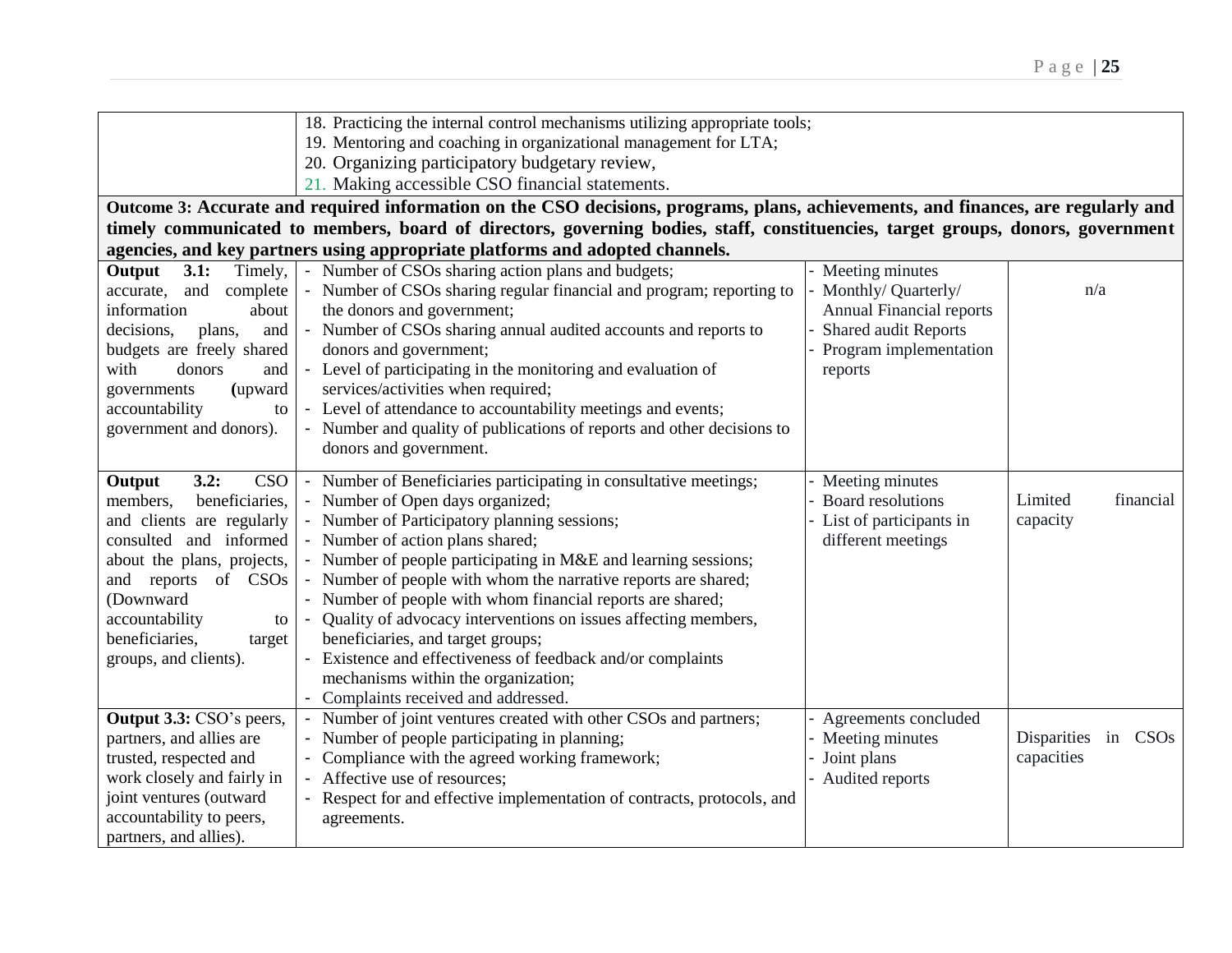| | | | |
|---|---|---|---|
| | 18. Practicing the internal control mechanisms utilizing appropriate tools;<br>19. Mentoring and coaching in organizational management for LTA;<br>20. Organizing participatory budgetary review,<br>21. Making accessible CSO financial statements. | | |
| **Outcome 3: Accurate and required information on the CSO decisions, programs, plans, achievements, and finances, are regularly and timely communicated to members, board of directors, governing bodies, staff, constituencies, target groups, donors, government agencies, and key partners using appropriate platforms and adopted channels.** | | | |
| **Output 3.1:** Timely, accurate, and complete information about decisions, plans, and budgets are freely shared with donors and governments **(**upward accountability to government and donors). | - Number of CSOs sharing action plans and budgets;<br>- Number of CSOs sharing regular financial and program; reporting to the donors and government;<br>- Number of CSOs sharing annual audited accounts and reports to donors and government;<br>- Level of participating in the monitoring and evaluation of services/activities when required;<br>- Level of attendance to accountability meetings and events;<br>- Number and quality of publications of reports and other decisions to donors and government. | - Meeting minutes<br>- Monthly/ Quarterly/ Annual Financial reports<br>- Shared audit Reports<br>- Program implementation reports | n/a |
| **Output 3.2:** CSO members, beneficiaries, and clients are regularly consulted and informed about the plans, projects, and reports of CSOs (Downward accountability to beneficiaries, target groups, and clients). | - Number of Beneficiaries participating in consultative meetings;<br>- Number of Open days organized;<br>- Number of Participatory planning sessions;<br>- Number of action plans shared;<br>- Number of people participating in M&E and learning sessions;<br>- Number of people with whom the narrative reports are shared;<br>- Number of people with whom financial reports are shared;<br>- Quality of advocacy interventions on issues affecting members, beneficiaries, and target groups;<br>- Existence and effectiveness of feedback and/or complaints mechanisms within the organization;<br>- Complaints received and addressed. | - Meeting minutes<br>- Board resolutions<br>- List of participants in different meetings | Limited financial capacity |
| **Output 3.3:** CSO's peers, partners, and allies are trusted, respected and work closely and fairly in joint ventures (outward accountability to peers, partners, and allies). | - Number of joint ventures created with other CSOs and partners;<br>- Number of people participating in planning;<br>- Compliance with the agreed working framework;<br>- Affective use of resources;<br>- Respect for and effective implementation of contracts, protocols, and agreements. | - Agreements concluded<br>- Meeting minutes<br>- Joint plans<br>- Audited reports | Disparities in CSOs capacities |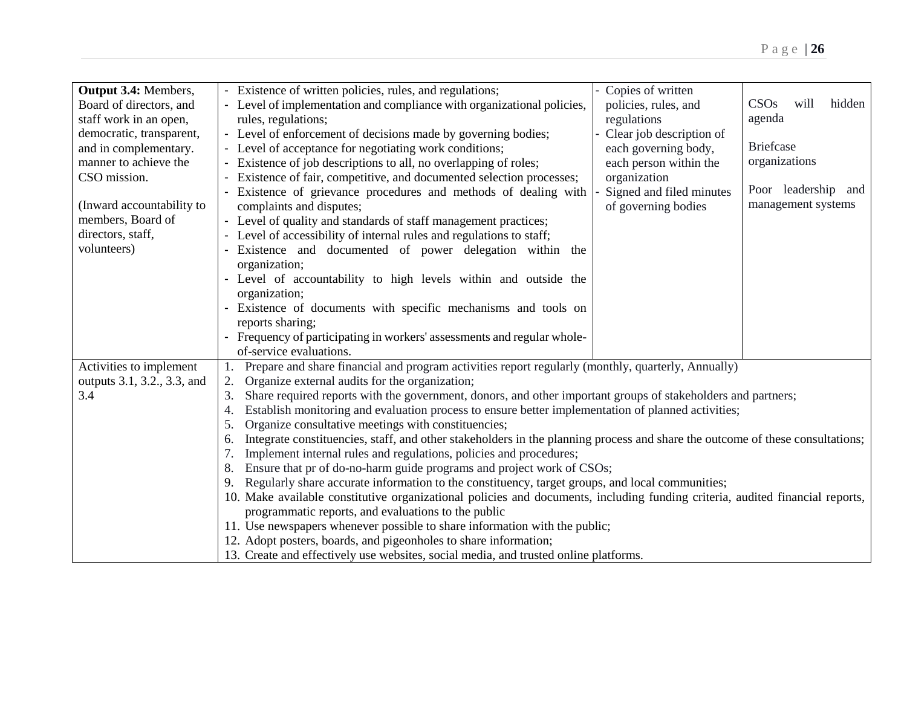| | | | |
|---|---|---|---|
| **Output 3.4:** Members, Board of directors, and staff work in an open, democratic, transparent, and in complementary. manner to achieve the CSO mission.<br><br>(Inward accountability to members, Board of directors, staff, volunteers) | - Existence of written policies, rules, and regulations;<br>- Level of implementation and compliance with organizational policies, rules, regulations;<br>- Level of enforcement of decisions made by governing bodies;<br>- Level of acceptance for negotiating work conditions;<br>- Existence of job descriptions to all, no overlapping of roles;<br>- Existence of fair, competitive, and documented selection processes;<br>- Existence of grievance procedures and methods of dealing with complaints and disputes;<br>- Level of quality and standards of staff management practices;<br>- Level of accessibility of internal rules and regulations to staff;<br>- Existence and documented of power delegation within the organization;<br>- Level of accountability to high levels within and outside the organization;<br>- Existence of documents with specific mechanisms and tools on reports sharing;<br>- Frequency of participating in workers' assessments and regular whole-of-service evaluations. | - Copies of written policies, rules, and regulations<br>- Clear job description of each governing body, each person within the organization<br>- Signed and filed minutes of governing bodies | CSOs will hidden agenda<br><br>Briefcase organizations<br><br>Poor leadership and management systems |
| Activities to implement outputs 3.1, 3.2., 3.3, and 3.4 | 1. Prepare and share financial and program activities report regularly (monthly, quarterly, Annually)<br>2. Organize external audits for the organization;<br>3. Share required reports with the government, donors, and other important groups of stakeholders and partners;<br>4. Establish monitoring and evaluation process to ensure better implementation of planned activities;<br>5. Organize consultative meetings with constituencies;<br>6. Integrate constituencies, staff, and other stakeholders in the planning process and share the outcome of these consultations;<br>7. Implement internal rules and regulations, policies and procedures;<br>8. Ensure that pr of do-no-harm guide programs and project work of CSOs;<br>9. Regularly share accurate information to the constituency, target groups, and local communities;<br>10. Make available constitutive organizational policies and documents, including funding criteria, audited financial reports, programmatic reports, and evaluations to the public<br>11. Use newspapers whenever possible to share information with the public;<br>12. Adopt posters, boards, and pigeonholes to share information;<br>13. Create and effectively use websites, social media, and trusted online platforms. | | |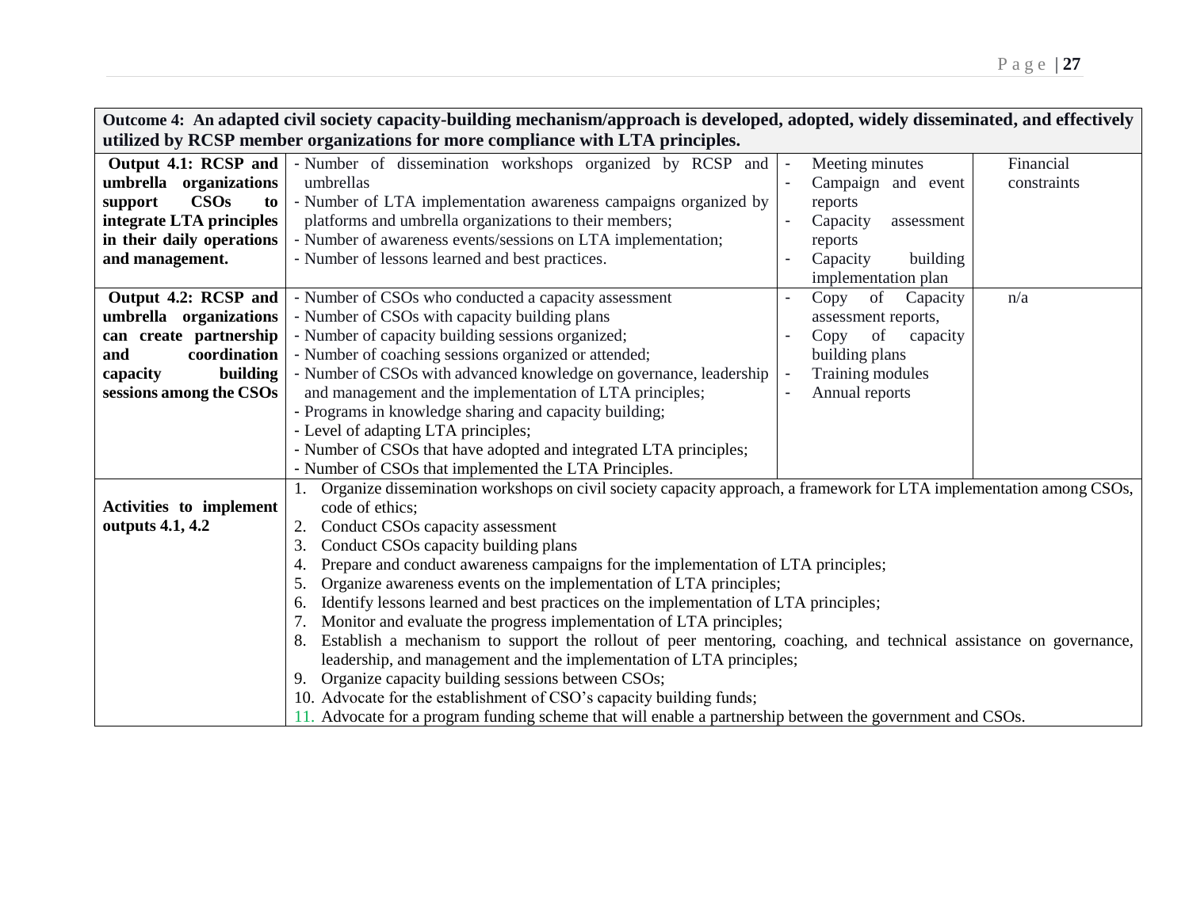| Outcome 4: An adapted civil society capacity-building mechanism/approach is developed, adopted, widely disseminated, and effectively utilized by RCSP member organizations for more compliance with LTA principles. | | | |
|---|---|---|---|
| **Output 4.1: RCSP and umbrella organizations support CSOs to integrate LTA principles in their daily operations and management.** | - Number of dissemination workshops organized by RCSP and umbrellas<br>- Number of LTA implementation awareness campaigns organized by platforms and umbrella organizations to their members;<br>- Number of awareness events/sessions on LTA implementation;<br>- Number of lessons learned and best practices. | - Meeting minutes<br>- Campaign and event reports<br>- Capacity assessment reports<br>- Capacity building implementation plan | Financial constraints |
| **Output 4.2: RCSP and umbrella organizations can create partnership and coordination capacity building sessions among the CSOs** | - Number of CSOs who conducted a capacity assessment<br>- Number of CSOs with capacity building plans<br>- Number of capacity building sessions organized;<br>- Number of coaching sessions organized or attended;<br>- Number of CSOs with advanced knowledge on governance, leadership and management and the implementation of LTA principles;<br>- Programs in knowledge sharing and capacity building;<br>- Level of adapting LTA principles;<br>- Number of CSOs that have adopted and integrated LTA principles;<br>- Number of CSOs that implemented the LTA Principles. | - Copy of Capacity assessment reports,<br>- Copy of capacity building plans<br>- Training modules<br>- Annual reports | n/a |
| **Activities to implement outputs 4.1, 4.2** | 1. Organize dissemination workshops on civil society capacity approach, a framework for LTA implementation among CSOs, code of ethics;<br>2. Conduct CSOs capacity assessment<br>3. Conduct CSOs capacity building plans<br>4. Prepare and conduct awareness campaigns for the implementation of LTA principles;<br>5. Organize awareness events on the implementation of LTA principles;<br>6. Identify lessons learned and best practices on the implementation of LTA principles;<br>7. Monitor and evaluate the progress implementation of LTA principles;<br>8. Establish a mechanism to support the rollout of peer mentoring, coaching, and technical assistance on governance, leadership, and management and the implementation of LTA principles;<br>9. Organize capacity building sessions between CSOs;<br>10. Advocate for the establishment of CSO's capacity building funds;<br>11. Advocate for a program funding scheme that will enable a partnership between the government and CSOs. | | |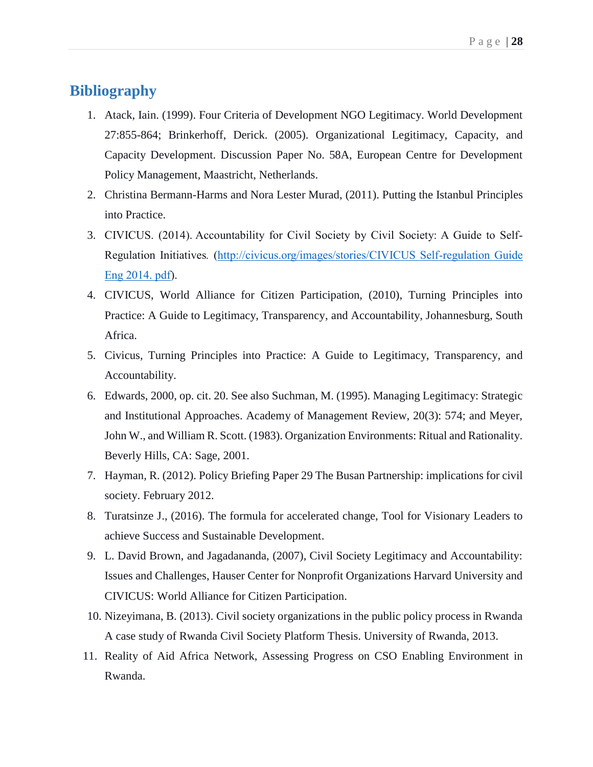## Bibliography

1. Atack, Iain. (1999). Four Criteria of Development NGO Legitimacy. World Development 27:855-864; Brinkerhoff, Derick. (2005). Organizational Legitimacy, Capacity, and Capacity Development. Discussion Paper No. 58A, European Centre for Development Policy Management, Maastricht, Netherlands.
2. Christina Bermann-Harms and Nora Lester Murad, (2011). Putting the Istanbul Principles into Practice.
3. CIVICUS. (2014). Accountability for Civil Society by Civil Society: A Guide to Self-Regulation Initiatives. (http://civicus.org/images/stories/CIVICUS Self-regulation Guide Eng 2014. pdf).
4. CIVICUS, World Alliance for Citizen Participation, (2010), Turning Principles into Practice: A Guide to Legitimacy, Transparency, and Accountability, Johannesburg, South Africa.
5. Civicus, Turning Principles into Practice: A Guide to Legitimacy, Transparency, and Accountability.
6. Edwards, 2000, op. cit. 20. See also Suchman, M. (1995). Managing Legitimacy: Strategic and Institutional Approaches. Academy of Management Review, 20(3): 574; and Meyer, John W., and William R. Scott. (1983). Organization Environments: Ritual and Rationality. Beverly Hills, CA: Sage, 2001.
7. Hayman, R. (2012). Policy Briefing Paper 29 The Busan Partnership: implications for civil society. February 2012.
8. Turatsinze J., (2016). The formula for accelerated change, Tool for Visionary Leaders to achieve Success and Sustainable Development.
9. L. David Brown, and Jagadananda, (2007), Civil Society Legitimacy and Accountability: Issues and Challenges, Hauser Center for Nonprofit Organizations Harvard University and CIVICUS: World Alliance for Citizen Participation.
10. Nizeyimana, B. (2013). Civil society organizations in the public policy process in Rwanda A case study of Rwanda Civil Society Platform Thesis. University of Rwanda, 2013.
11. Reality of Aid Africa Network, Assessing Progress on CSO Enabling Environment in Rwanda.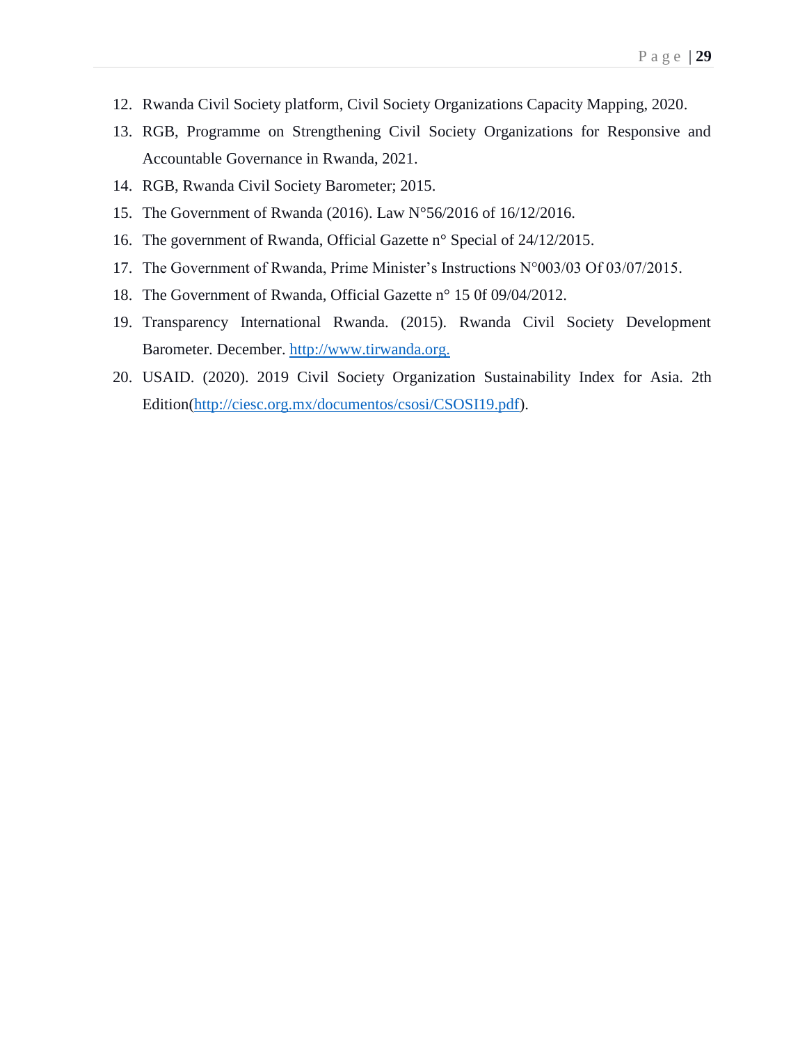12. Rwanda Civil Society platform, Civil Society Organizations Capacity Mapping, 2020.
13. RGB, Programme on Strengthening Civil Society Organizations for Responsive and Accountable Governance in Rwanda, 2021.
14. RGB, Rwanda Civil Society Barometer; 2015.
15. The Government of Rwanda (2016). Law N°56/2016 of 16/12/2016.
16. The government of Rwanda, Official Gazette n° Special of 24/12/2015.
17. The Government of Rwanda, Prime Minister's Instructions N°003/03 Of 03/07/2015.
18. The Government of Rwanda, Official Gazette n° 15 0f 09/04/2012.
19. Transparency International Rwanda. (2015). Rwanda Civil Society Development Barometer. December. http://www.tirwanda.org.
20. USAID. (2020). 2019 Civil Society Organization Sustainability Index for Asia. 2th Edition(http://ciesc.org.mx/documentos/csosi/CSOSI19.pdf).